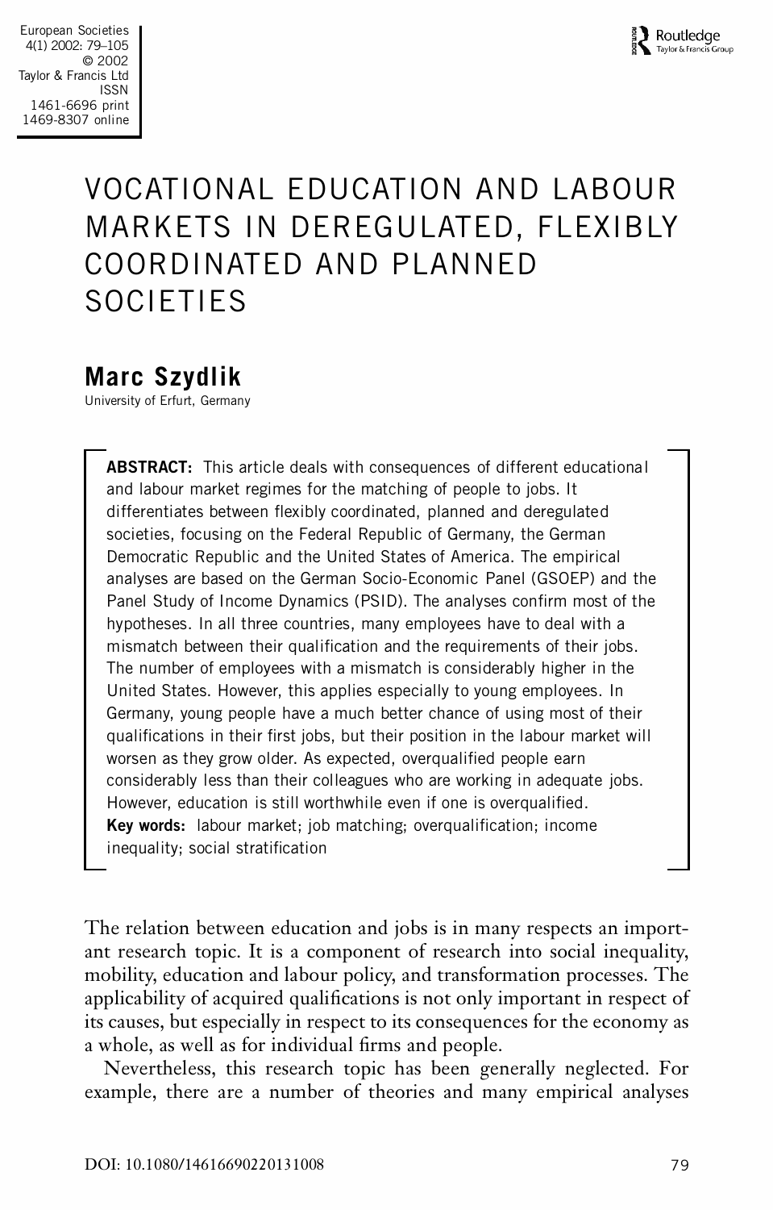# VOCATIONAL EDUCATION AND LABOUR MARKETS IN DEREGULATED, FLEXIBLY COORDINATED AND PLANNED SOCIETIES

## Marc Szydlik

University of Erfurt, Germany

**ABSTRACT:** This article deals with consequences of different educational and labour market regimes for the matching of people to jobs. It differentiates between flexibly coordinated, planned and deregulated societies, focusing on the Federal Republic of Germany, the German Democratic Republic and the United States of America. The empirical analyses are based on the German Socio-Economic Panel (GSOEP) and the Panel Study of Income Dynamics (PSID). The analyses confirm most of the hypotheses. In all three countries, many employees have to deal with a mismatch between their qualification and the requirements of their jobs. The number of employees with a mismatch is considerably higher in the United States. However, this applies especially to young employees. In Germany, young people have a much better chance of using most of their qualifications in their first jobs, but their position in the labour market will worsen as they grow older. As expected, overqualified people earn considerably less than their colleagues who are working in adequate jobs. However, education is still worthwhile even if one is overqualified.

**Key words:** labour market; job matching; overqualification; income inequality; social stratification

The relation between education and jobs is in many respects an important research topic. It is a component of research into social inequality, mobility, education and labour policy, and transformation processes. The applicability of acquired qualifications is not only important in respect of its causes, but especially in respect to its consequences for the economy as a whole, as well as for individual firms and people.

Nevertheless, this research topic has been generally neglected. For example, there are a number of theories and many empirical analyses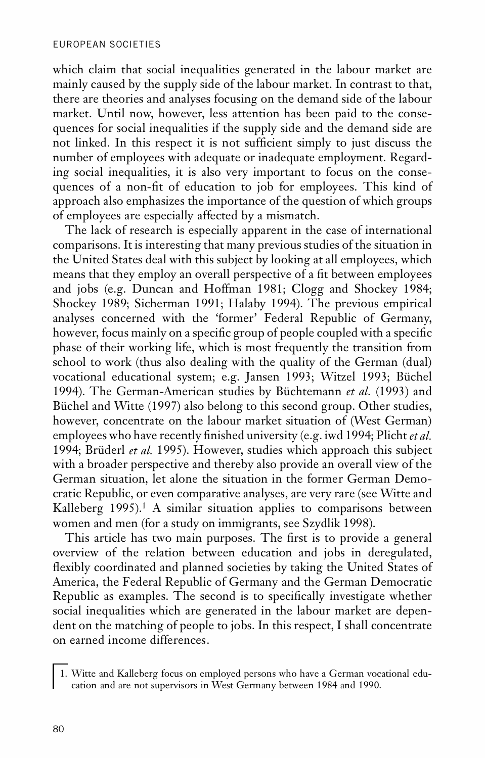which claim that social inequalities generated in the labour market are mainly caused by the supply side of the labour market. In contrast to that, there are theories and analyses focusing on the demand side of the labour market. Until now, however, less attention has been paid to the consequences for social inequalities if the supply side and the demand side are not linked. In this respect it is not sufficient simply to just discuss the number of employees with adequate or inadequate employment. Regarding social inequalities, it is also very important to focus on the consequences of a non-fit of education to job for employees. This kind of approach also emphasizes the importance of the question of which groups of employees are especially affected by a mismatch.

The lack of research is especially apparent in the case of international comparisons. It is interesting that many previous studies of the situation in the United States deal with this subject by looking at all employees, which means that they employ an overall perspective of a fit between employees and jobs (e.g. Duncan and Hoffman 1981; Clogg and Shockey 1984; Shockey 1989; Sicherman 1991; Halaby 1994). The previous empirical analyses concerned with the 'former' Federal Republic of Germany, however, focus mainly on a specific group of people coupled with a specific phase of their working life, which is most frequently the transition from school to work (thus also dealing with the quality of the German (dual) vocational educational system; e.g. Jansen 1993; Witzel 1993; Büchel 1994). The German-American studies by Büchtemann *et al.* (1993) and Büchel and Witte (1997) also belong to this second group. Other studies, however, concentrate on the labour market situation of (West German) employees who have recently finished university (e.g. iwd 1994; Plicht *et al.* 1994; Brüderl *et al.* 1995). However, studies which approach this subject with a broader perspective and thereby also provide an overall view of the German situation, let alone the situation in the former German Democratic Republic, or even comparative analyses, are very rare (see Witte and Kalleberg 1995).[1] A similar situation applies to comparisons between women and men (for a study on immigrants, see Szydlik 1998).

This article has two main purposes. The first is to provide a general overview of the relation between education and jobs in deregulated, flexibly coordinated and planned societies by taking the United States of America, the Federal Republic of Germany and the German Democratic Republic as examples. The second is to specifically investigate whether social inequalities which are generated in the labour market are dependent on the matching of people to jobs. In this respect, I shall concentrate on earned income differences.

1. Witte and Kalleberg focus on employed persons who have a German vocational education and are not supervisors in West Germany between 1984 and 1990.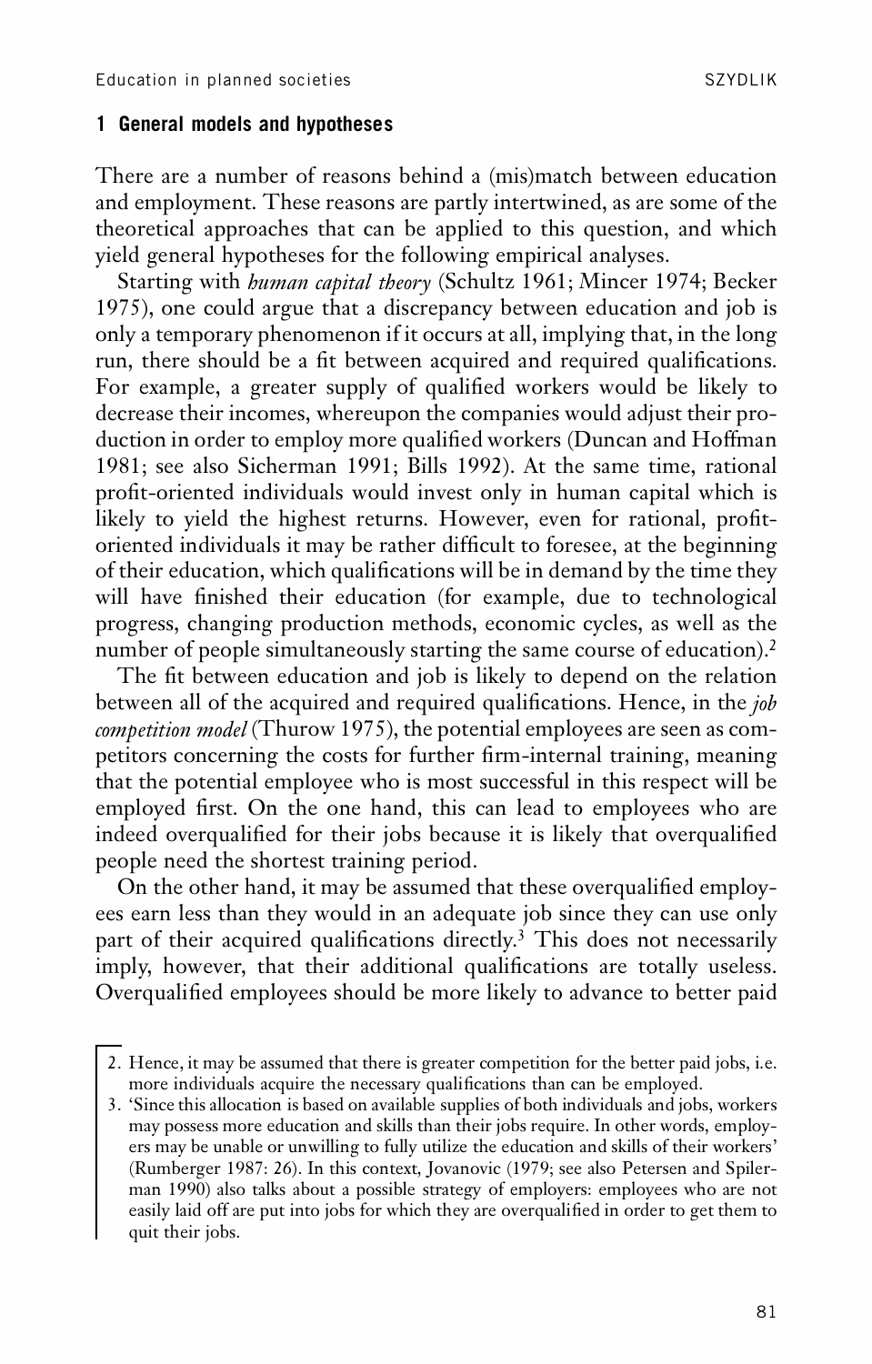## 1 General models and hypotheses

There are a number of reasons behind a (mis)match between education and employment. These reasons are partly intertwined, as are some of the theoretical approaches that can be applied to this question, and which yield general hypotheses for the following empirical analyses.

Starting with *human capital theory* (Schultz 1961; Mincer 1974; Becker 1975), one could argue that a discrepancy between education and job is only a temporary phenomenon if it occurs at all, implying that, in the long run, there should be a fit between acquired and required qualifications. For example, a greater supply of qualified workers would be likely to decrease their incomes, whereupon the companies would adjust their production in order to employ more qualified workers (Duncan and Hoffman 1981; see also Sicherman 1991; Bills 1992). At the same time, rational profit-oriented individuals would invest only in human capital which is likely to yield the highest returns. However, even for rational, profit-oriented individuals it may be rather difficult to foresee, at the beginning of their education, which qualifications will be in demand by the time they will have finished their education (for example, due to technological progress, changing production methods, economic cycles, as well as the number of people simultaneously starting the same course of education).[2]

The fit between education and job is likely to depend on the relation between all of the acquired and required qualifications. Hence, in the *job competition model* (Thurow 1975), the potential employees are seen as competitors concerning the costs for further firm-internal training, meaning that the potential employee who is most successful in this respect will be employed first. On the one hand, this can lead to employees who are indeed overqualified for their jobs because it is likely that overqualified people need the shortest training period.

On the other hand, it may be assumed that these overqualified employees earn less than they would in an adequate job since they can use only part of their acquired qualifications directly.[3] This does not necessarily imply, however, that their additional qualifications are totally useless. Overqualified employees should be more likely to advance to better paid

2. Hence, it may be assumed that there is greater competition for the better paid jobs, i.e. more individuals acquire the necessary qualifications than can be employed.

3. 'Since this allocation is based on available supplies of both individuals and jobs, workers may possess more education and skills than their jobs require. In other words, employers may be unable or unwilling to fully utilize the education and skills of their workers' (Rumberger 1987: 26). In this context, Jovanovic (1979; see also Petersen and Spilerman 1990) also talks about a possible strategy of employers: employees who are not easily laid off are put into jobs for which they are overqualified in order to get them to quit their jobs.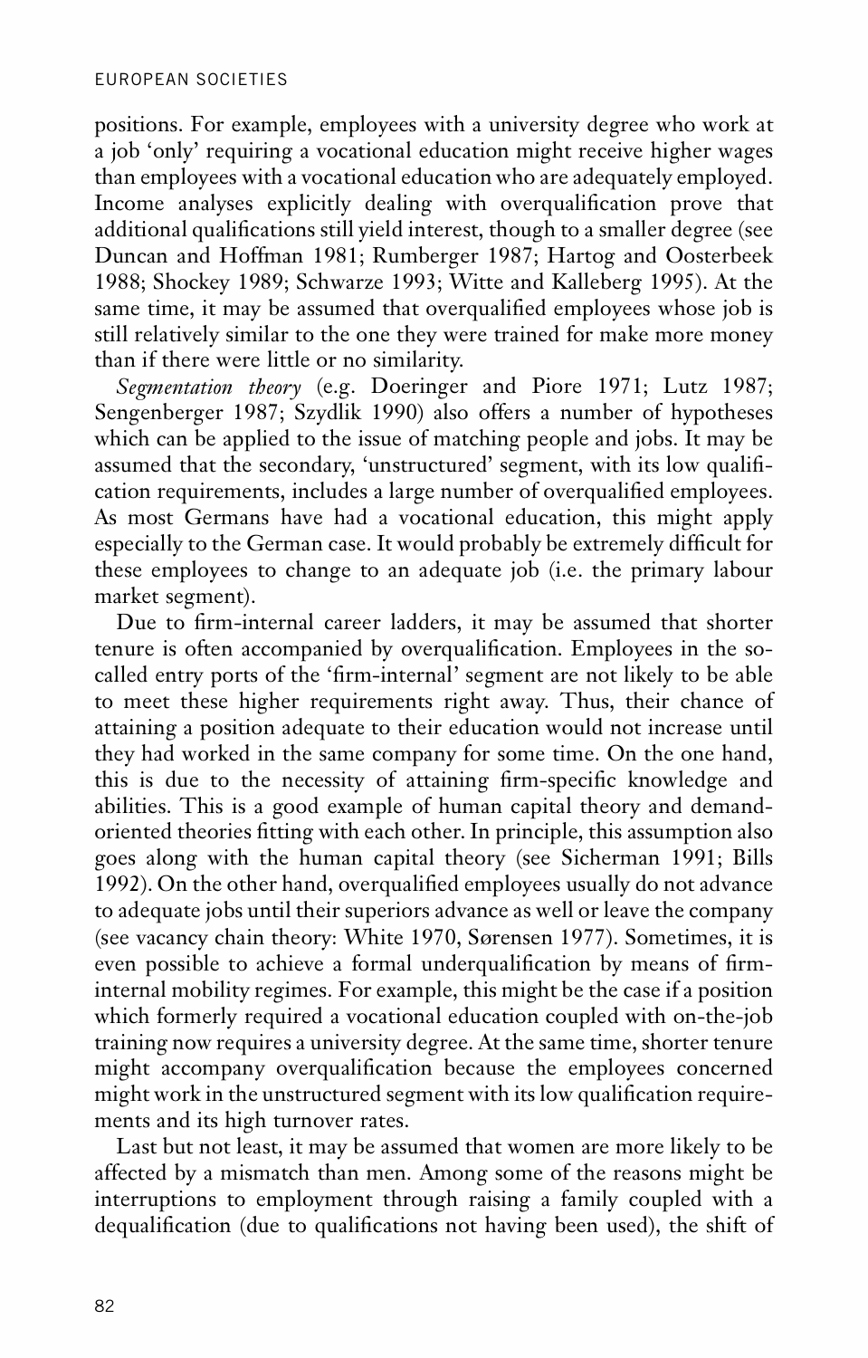positions. For example, employees with a university degree who work at a job 'only' requiring a vocational education might receive higher wages than employees with a vocational education who are adequately employed. Income analyses explicitly dealing with overqualification prove that additional qualifications still yield interest, though to a smaller degree (see Duncan and Hoffman 1981; Rumberger 1987; Hartog and Oosterbeek 1988; Shockey 1989; Schwarze 1993; Witte and Kalleberg 1995). At the same time, it may be assumed that overqualified employees whose job is still relatively similar to the one they were trained for make more money than if there were little or no similarity.

*Segmentation theory* (e.g. Doeringer and Piore 1971; Lutz 1987; Sengenberger 1987; Szydlik 1990) also offers a number of hypotheses which can be applied to the issue of matching people and jobs. It may be assumed that the secondary, 'unstructured' segment, with its low qualification requirements, includes a large number of overqualified employees. As most Germans have had a vocational education, this might apply especially to the German case. It would probably be extremely difficult for these employees to change to an adequate job (i.e. the primary labour market segment).

Due to firm-internal career ladders, it may be assumed that shorter tenure is often accompanied by overqualification. Employees in the so-called entry ports of the 'firm-internal' segment are not likely to be able to meet these higher requirements right away. Thus, their chance of attaining a position adequate to their education would not increase until they had worked in the same company for some time. On the one hand, this is due to the necessity of attaining firm-specific knowledge and abilities. This is a good example of human capital theory and demand-oriented theories fitting with each other. In principle, this assumption also goes along with the human capital theory (see Sicherman 1991; Bills 1992). On the other hand, overqualified employees usually do not advance to adequate jobs until their superiors advance as well or leave the company (see vacancy chain theory: White 1970, Sørensen 1977). Sometimes, it is even possible to achieve a formal underqualification by means of firm-internal mobility regimes. For example, this might be the case if a position which formerly required a vocational education coupled with on-the-job training now requires a university degree. At the same time, shorter tenure might accompany overqualification because the employees concerned might work in the unstructured segment with its low qualification requirements and its high turnover rates.

Last but not least, it may be assumed that women are more likely to be affected by a mismatch than men. Among some of the reasons might be interruptions to employment through raising a family coupled with a dequalification (due to qualifications not having been used), the shift of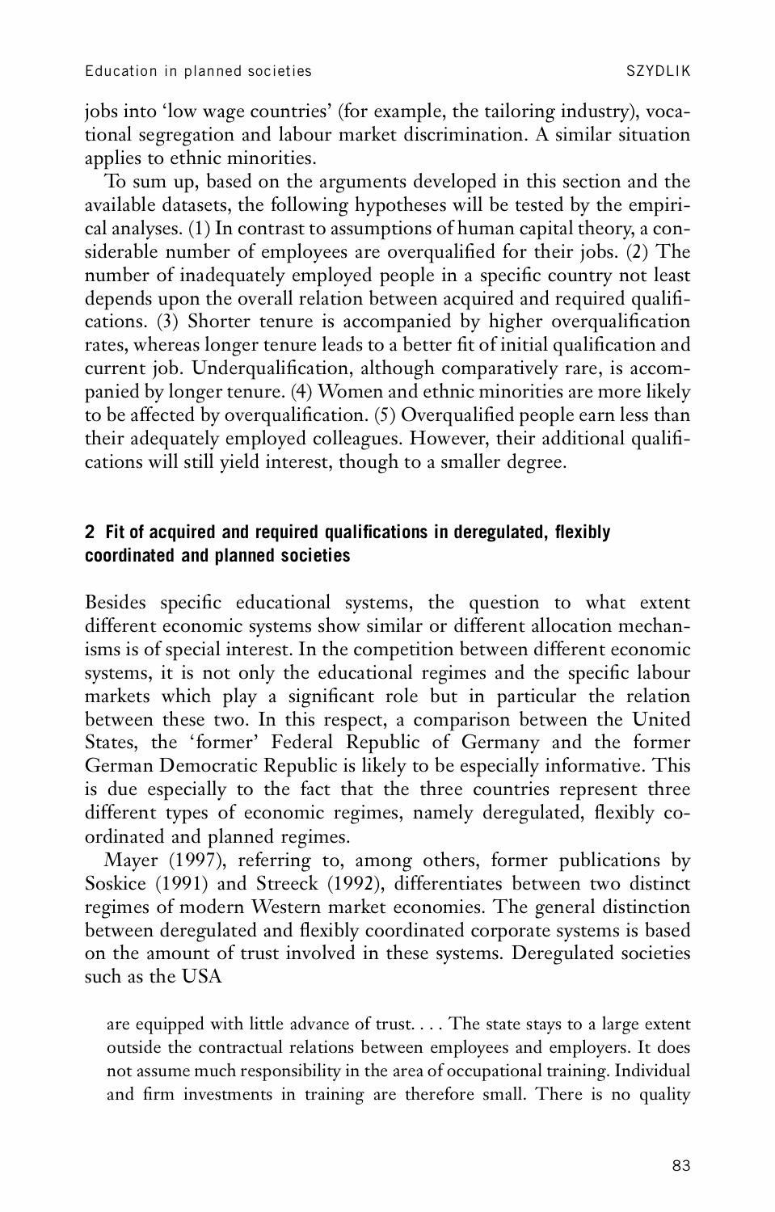jobs into 'low wage countries' (for example, the tailoring industry), vocational segregation and labour market discrimination. A similar situation applies to ethnic minorities.

To sum up, based on the arguments developed in this section and the available datasets, the following hypotheses will be tested by the empirical analyses. (1) In contrast to assumptions of human capital theory, a considerable number of employees are overqualified for their jobs. (2) The number of inadequately employed people in a specific country not least depends upon the overall relation between acquired and required qualifications. (3) Shorter tenure is accompanied by higher overqualification rates, whereas longer tenure leads to a better fit of initial qualification and current job. Underqualification, although comparatively rare, is accompanied by longer tenure. (4) Women and ethnic minorities are more likely to be affected by overqualification. (5) Overqualified people earn less than their adequately employed colleagues. However, their additional qualifications will still yield interest, though to a smaller degree.

## 2 Fit of acquired and required qualifications in deregulated, flexibly coordinated and planned societies

Besides specific educational systems, the question to what extent different economic systems show similar or different allocation mechanisms is of special interest. In the competition between different economic systems, it is not only the educational regimes and the specific labour markets which play a significant role but in particular the relation between these two. In this respect, a comparison between the United States, the 'former' Federal Republic of Germany and the former German Democratic Republic is likely to be especially informative. This is due especially to the fact that the three countries represent three different types of economic regimes, namely deregulated, flexibly coordinated and planned regimes.

Mayer (1997), referring to, among others, former publications by Soskice (1991) and Streeck (1992), differentiates between two distinct regimes of modern Western market economies. The general distinction between deregulated and flexibly coordinated corporate systems is based on the amount of trust involved in these systems. Deregulated societies such as the USA

> are equipped with little advance of trust. . . . The state stays to a large extent outside the contractual relations between employees and employers. It does not assume much responsibility in the area of occupational training. Individual and firm investments in training are therefore small. There is no quality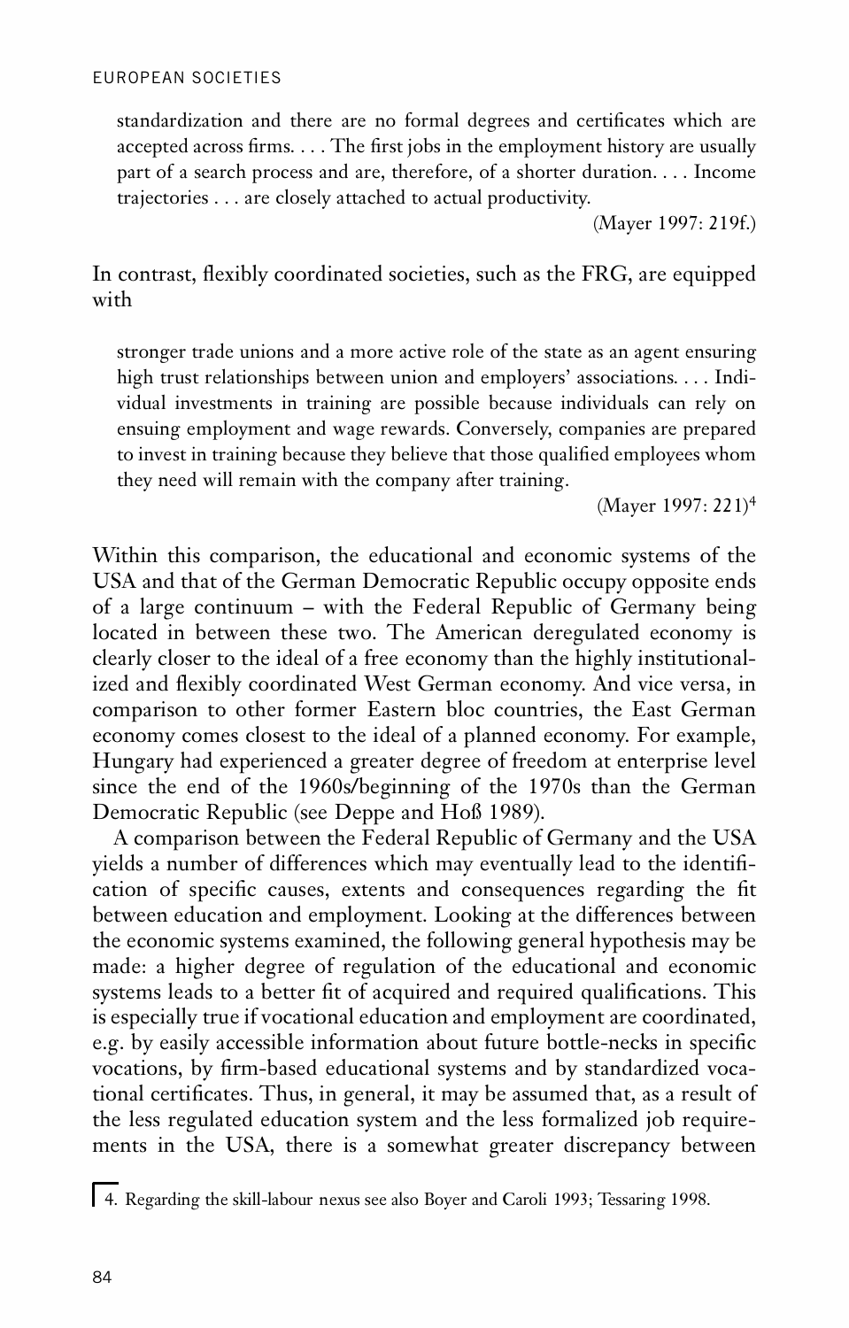> standardization and there are no formal degrees and certificates which are accepted across firms. . . . The first jobs in the employment history are usually part of a search process and are, therefore, of a shorter duration. . . . Income trajectories . . . are closely attached to actual productivity.
>
> (Mayer 1997: 219f.)

In contrast, flexibly coordinated societies, such as the FRG, are equipped with

> stronger trade unions and a more active role of the state as an agent ensuring high trust relationships between union and employers' associations. . . . Individual investments in training are possible because individuals can rely on ensuing employment and wage rewards. Conversely, companies are prepared to invest in training because they believe that those qualified employees whom they need will remain with the company after training.
>
> (Mayer 1997: 221)[4]

Within this comparison, the educational and economic systems of the USA and that of the German Democratic Republic occupy opposite ends of a large continuum – with the Federal Republic of Germany being located in between these two. The American deregulated economy is clearly closer to the ideal of a free economy than the highly institutionalized and flexibly coordinated West German economy. And vice versa, in comparison to other former Eastern bloc countries, the East German economy comes closest to the ideal of a planned economy. For example, Hungary had experienced a greater degree of freedom at enterprise level since the end of the 1960s/beginning of the 1970s than the German Democratic Republic (see Deppe and Hoß 1989).

A comparison between the Federal Republic of Germany and the USA yields a number of differences which may eventually lead to the identification of specific causes, extents and consequences regarding the fit between education and employment. Looking at the differences between the economic systems examined, the following general hypothesis may be made: a higher degree of regulation of the educational and economic systems leads to a better fit of acquired and required qualifications. This is especially true if vocational education and employment are coordinated, e.g. by easily accessible information about future bottle-necks in specific vocations, by firm-based educational systems and by standardized vocational certificates. Thus, in general, it may be assumed that, as a result of the less regulated education system and the less formalized job requirements in the USA, there is a somewhat greater discrepancy between

4. Regarding the skill-labour nexus see also Boyer and Caroli 1993; Tessaring 1998.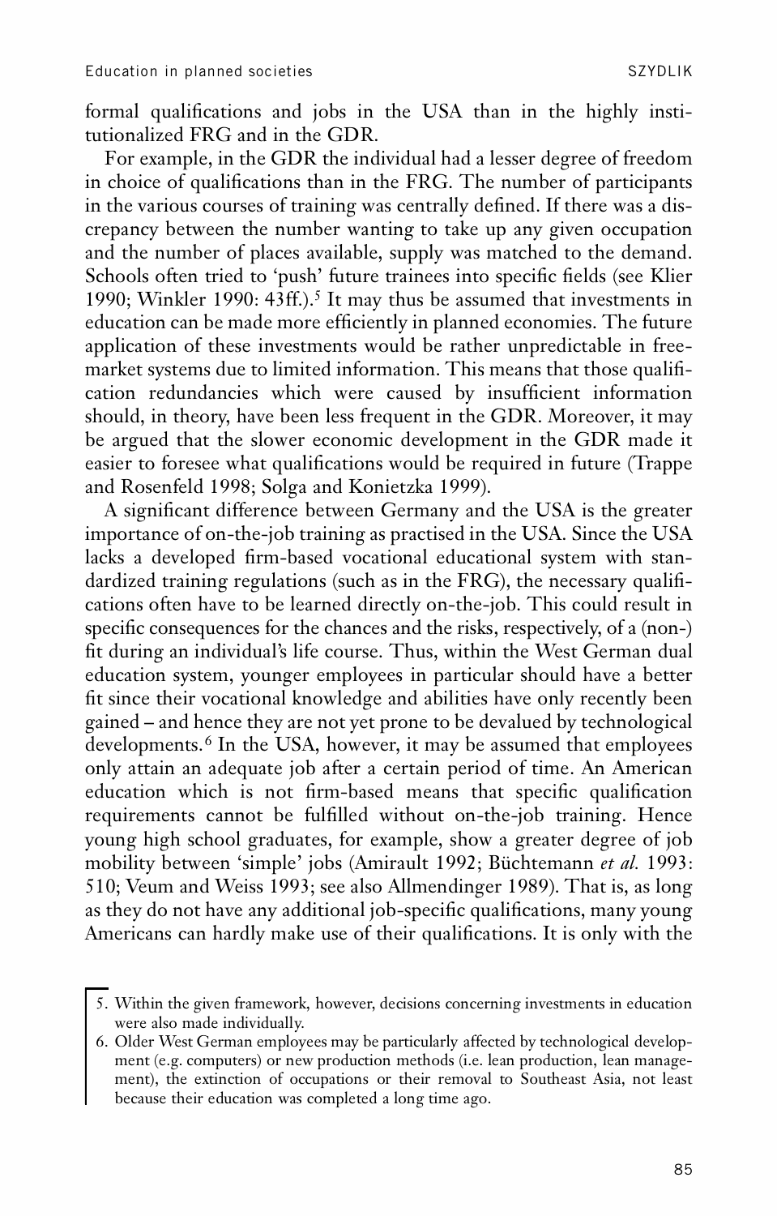formal qualifications and jobs in the USA than in the highly institutionalized FRG and in the GDR.

For example, in the GDR the individual had a lesser degree of freedom in choice of qualifications than in the FRG. The number of participants in the various courses of training was centrally defined. If there was a discrepancy between the number wanting to take up any given occupation and the number of places available, supply was matched to the demand. Schools often tried to 'push' future trainees into specific fields (see Klier 1990; Winkler 1990: 43ff.).[5] It may thus be assumed that investments in education can be made more efficiently in planned economies. The future application of these investments would be rather unpredictable in free-market systems due to limited information. This means that those qualification redundancies which were caused by insufficient information should, in theory, have been less frequent in the GDR. Moreover, it may be argued that the slower economic development in the GDR made it easier to foresee what qualifications would be required in future (Trappe and Rosenfeld 1998; Solga and Konietzka 1999).

A significant difference between Germany and the USA is the greater importance of on-the-job training as practised in the USA. Since the USA lacks a developed firm-based vocational educational system with standardized training regulations (such as in the FRG), the necessary qualifications often have to be learned directly on-the-job. This could result in specific consequences for the chances and the risks, respectively, of a (non-) fit during an individual's life course. Thus, within the West German dual education system, younger employees in particular should have a better fit since their vocational knowledge and abilities have only recently been gained – and hence they are not yet prone to be devalued by technological developments.[6] In the USA, however, it may be assumed that employees only attain an adequate job after a certain period of time. An American education which is not firm-based means that specific qualification requirements cannot be fulfilled without on-the-job training. Hence young high school graduates, for example, show a greater degree of job mobility between 'simple' jobs (Amirault 1992; Büchtemann *et al.* 1993: 510; Veum and Weiss 1993; see also Allmendinger 1989). That is, as long as they do not have any additional job-specific qualifications, many young Americans can hardly make use of their qualifications. It is only with the

5. Within the given framework, however, decisions concerning investments in education were also made individually.
6. Older West German employees may be particularly affected by technological development (e.g. computers) or new production methods (i.e. lean production, lean management), the extinction of occupations or their removal to Southeast Asia, not least because their education was completed a long time ago.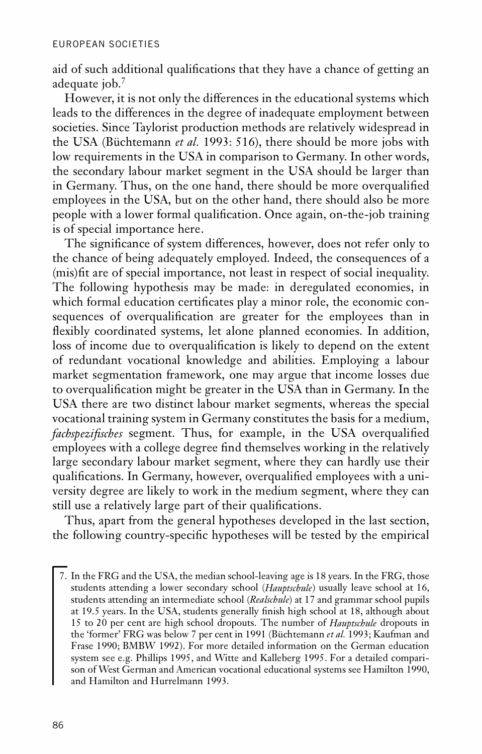aid of such additional qualifications that they have a chance of getting an adequate job.[7]

However, it is not only the differences in the educational systems which leads to the differences in the degree of inadequate employment between societies. Since Taylorist production methods are relatively widespread in the USA (Büchtemann *et al.* 1993: 516), there should be more jobs with low requirements in the USA in comparison to Germany. In other words, the secondary labour market segment in the USA should be larger than in Germany. Thus, on the one hand, there should be more overqualified employees in the USA, but on the other hand, there should also be more people with a lower formal qualification. Once again, on-the-job training is of special importance here.

The significance of system differences, however, does not refer only to the chance of being adequately employed. Indeed, the consequences of a (mis)fit are of special importance, not least in respect of social inequality. The following hypothesis may be made: in deregulated economies, in which formal education certificates play a minor role, the economic consequences of overqualification are greater for the employees than in flexibly coordinated systems, let alone planned economies. In addition, loss of income due to overqualification is likely to depend on the extent of redundant vocational knowledge and abilities. Employing a labour market segmentation framework, one may argue that income losses due to overqualification might be greater in the USA than in Germany. In the USA there are two distinct labour market segments, whereas the special vocational training system in Germany constitutes the basis for a medium, *fachspezifisches* segment. Thus, for example, in the USA overqualified employees with a college degree find themselves working in the relatively large secondary labour market segment, where they can hardly use their qualifications. In Germany, however, overqualified employees with a university degree are likely to work in the medium segment, where they can still use a relatively large part of their qualifications.

Thus, apart from the general hypotheses developed in the last section, the following country-specific hypotheses will be tested by the empirical

7. In the FRG and the USA, the median school-leaving age is 18 years. In the FRG, those students attending a lower secondary school (*Hauptschule*) usually leave school at 16, students attending an intermediate school (*Realschule*) at 17 and grammar school pupils at 19.5 years. In the USA, students generally finish high school at 18, although about 15 to 20 per cent are high school dropouts. The number of *Hauptschule* dropouts in the 'former' FRG was below 7 per cent in 1991 (Büchtemann *et al.* 1993; Kaufman and Frase 1990; BMBW 1992). For more detailed information on the German education system see e.g. Phillips 1995, and Witte and Kalleberg 1995. For a detailed comparison of West German and American vocational educational systems see Hamilton 1990, and Hamilton and Hurrelmann 1993.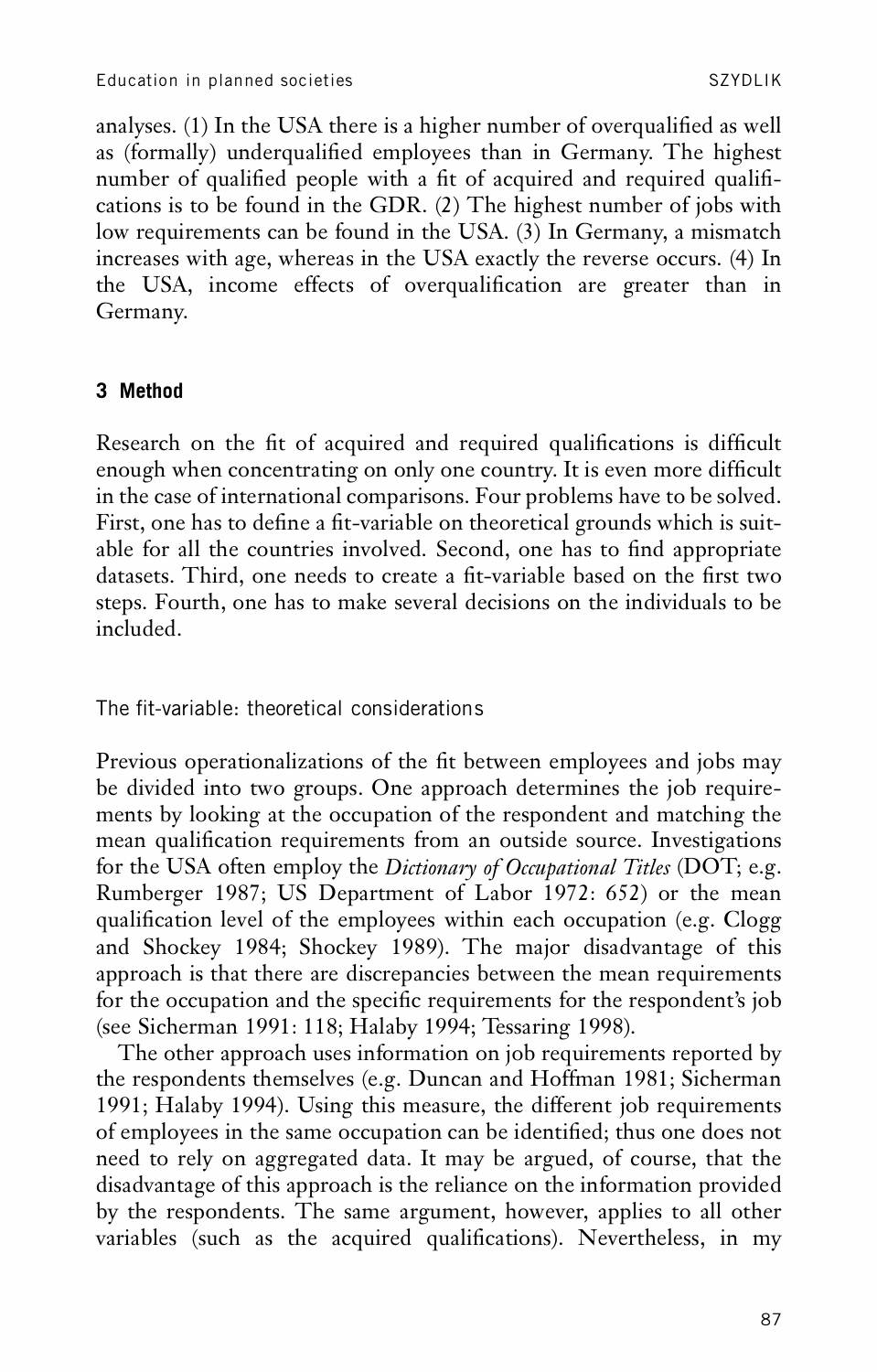analyses. (1) In the USA there is a higher number of overqualified as well as (formally) underqualified employees than in Germany. The highest number of qualified people with a fit of acquired and required qualifications is to be found in the GDR. (2) The highest number of jobs with low requirements can be found in the USA. (3) In Germany, a mismatch increases with age, whereas in the USA exactly the reverse occurs. (4) In the USA, income effects of overqualification are greater than in Germany.

## 3 Method

Research on the fit of acquired and required qualifications is difficult enough when concentrating on only one country. It is even more difficult in the case of international comparisons. Four problems have to be solved. First, one has to define a fit-variable on theoretical grounds which is suitable for all the countries involved. Second, one has to find appropriate datasets. Third, one needs to create a fit-variable based on the first two steps. Fourth, one has to make several decisions on the individuals to be included.

### The fit-variable: theoretical considerations

Previous operationalizations of the fit between employees and jobs may be divided into two groups. One approach determines the job requirements by looking at the occupation of the respondent and matching the mean qualification requirements from an outside source. Investigations for the USA often employ the *Dictionary of Occupational Titles* (DOT; e.g. Rumberger 1987; US Department of Labor 1972: 652) or the mean qualification level of the employees within each occupation (e.g. Clogg and Shockey 1984; Shockey 1989). The major disadvantage of this approach is that there are discrepancies between the mean requirements for the occupation and the specific requirements for the respondent's job (see Sicherman 1991: 118; Halaby 1994; Tessaring 1998).

The other approach uses information on job requirements reported by the respondents themselves (e.g. Duncan and Hoffman 1981; Sicherman 1991; Halaby 1994). Using this measure, the different job requirements of employees in the same occupation can be identified; thus one does not need to rely on aggregated data. It may be argued, of course, that the disadvantage of this approach is the reliance on the information provided by the respondents. The same argument, however, applies to all other variables (such as the acquired qualifications). Nevertheless, in my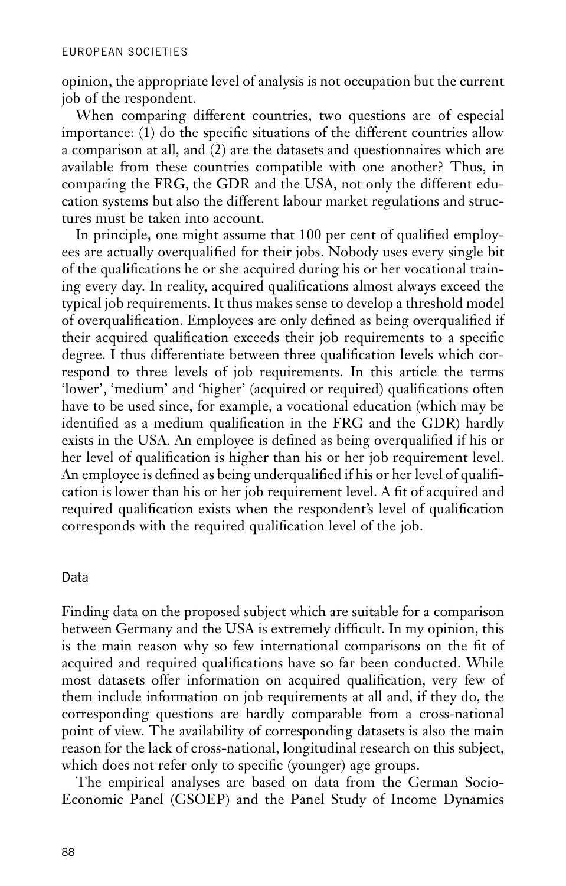opinion, the appropriate level of analysis is not occupation but the current job of the respondent.

When comparing different countries, two questions are of especial importance: (1) do the specific situations of the different countries allow a comparison at all, and (2) are the datasets and questionnaires which are available from these countries compatible with one another? Thus, in comparing the FRG, the GDR and the USA, not only the different education systems but also the different labour market regulations and structures must be taken into account.

In principle, one might assume that 100 per cent of qualified employees are actually overqualified for their jobs. Nobody uses every single bit of the qualifications he or she acquired during his or her vocational training every day. In reality, acquired qualifications almost always exceed the typical job requirements. It thus makes sense to develop a threshold model of overqualification. Employees are only defined as being overqualified if their acquired qualification exceeds their job requirements to a specific degree. I thus differentiate between three qualification levels which correspond to three levels of job requirements. In this article the terms 'lower', 'medium' and 'higher' (acquired or required) qualifications often have to be used since, for example, a vocational education (which may be identified as a medium qualification in the FRG and the GDR) hardly exists in the USA. An employee is defined as being overqualified if his or her level of qualification is higher than his or her job requirement level. An employee is defined as being underqualified if his or her level of qualification is lower than his or her job requirement level. A fit of acquired and required qualification exists when the respondent's level of qualification corresponds with the required qualification level of the job.

## Data

Finding data on the proposed subject which are suitable for a comparison between Germany and the USA is extremely difficult. In my opinion, this is the main reason why so few international comparisons on the fit of acquired and required qualifications have so far been conducted. While most datasets offer information on acquired qualification, very few of them include information on job requirements at all and, if they do, the corresponding questions are hardly comparable from a cross-national point of view. The availability of corresponding datasets is also the main reason for the lack of cross-national, longitudinal research on this subject, which does not refer only to specific (younger) age groups.

The empirical analyses are based on data from the German Socio-Economic Panel (GSOEP) and the Panel Study of Income Dynamics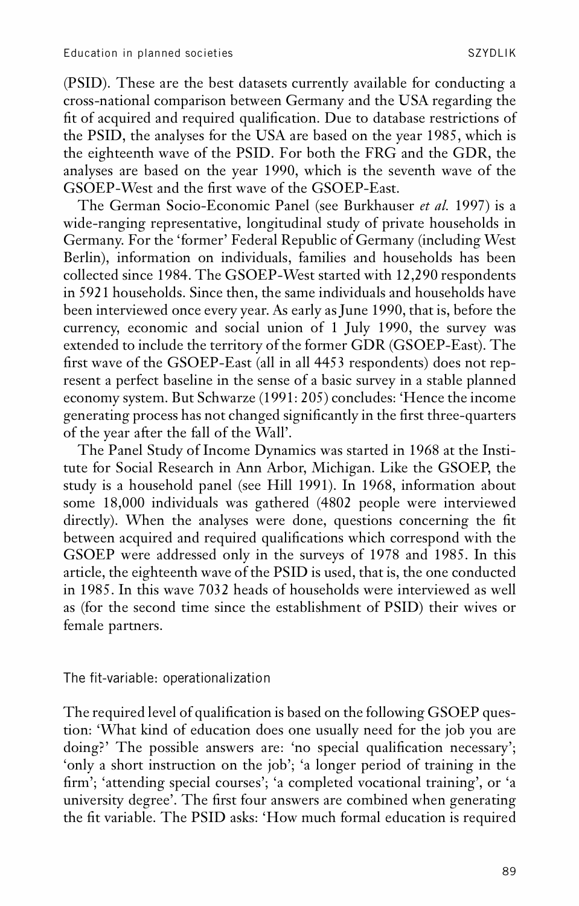(PSID). These are the best datasets currently available for conducting a cross-national comparison between Germany and the USA regarding the fit of acquired and required qualification. Due to database restrictions of the PSID, the analyses for the USA are based on the year 1985, which is the eighteenth wave of the PSID. For both the FRG and the GDR, the analyses are based on the year 1990, which is the seventh wave of the GSOEP-West and the first wave of the GSOEP-East.

The German Socio-Economic Panel (see Burkhauser *et al.* 1997) is a wide-ranging representative, longitudinal study of private households in Germany. For the 'former' Federal Republic of Germany (including West Berlin), information on individuals, families and households has been collected since 1984. The GSOEP-West started with 12,290 respondents in 5921 households. Since then, the same individuals and households have been interviewed once every year. As early as June 1990, that is, before the currency, economic and social union of 1 July 1990, the survey was extended to include the territory of the former GDR (GSOEP-East). The first wave of the GSOEP-East (all in all 4453 respondents) does not represent a perfect baseline in the sense of a basic survey in a stable planned economy system. But Schwarze (1991: 205) concludes: 'Hence the income generating process has not changed significantly in the first three-quarters of the year after the fall of the Wall'.

The Panel Study of Income Dynamics was started in 1968 at the Institute for Social Research in Ann Arbor, Michigan. Like the GSOEP, the study is a household panel (see Hill 1991). In 1968, information about some 18,000 individuals was gathered (4802 people were interviewed directly). When the analyses were done, questions concerning the fit between acquired and required qualifications which correspond with the GSOEP were addressed only in the surveys of 1978 and 1985. In this article, the eighteenth wave of the PSID is used, that is, the one conducted in 1985. In this wave 7032 heads of households were interviewed as well as (for the second time since the establishment of PSID) their wives or female partners.

## The fit-variable: operationalization

The required level of qualification is based on the following GSOEP question: 'What kind of education does one usually need for the job you are doing?' The possible answers are: 'no special qualification necessary'; 'only a short instruction on the job'; 'a longer period of training in the firm'; 'attending special courses'; 'a completed vocational training', or 'a university degree'. The first four answers are combined when generating the fit variable. The PSID asks: 'How much formal education is required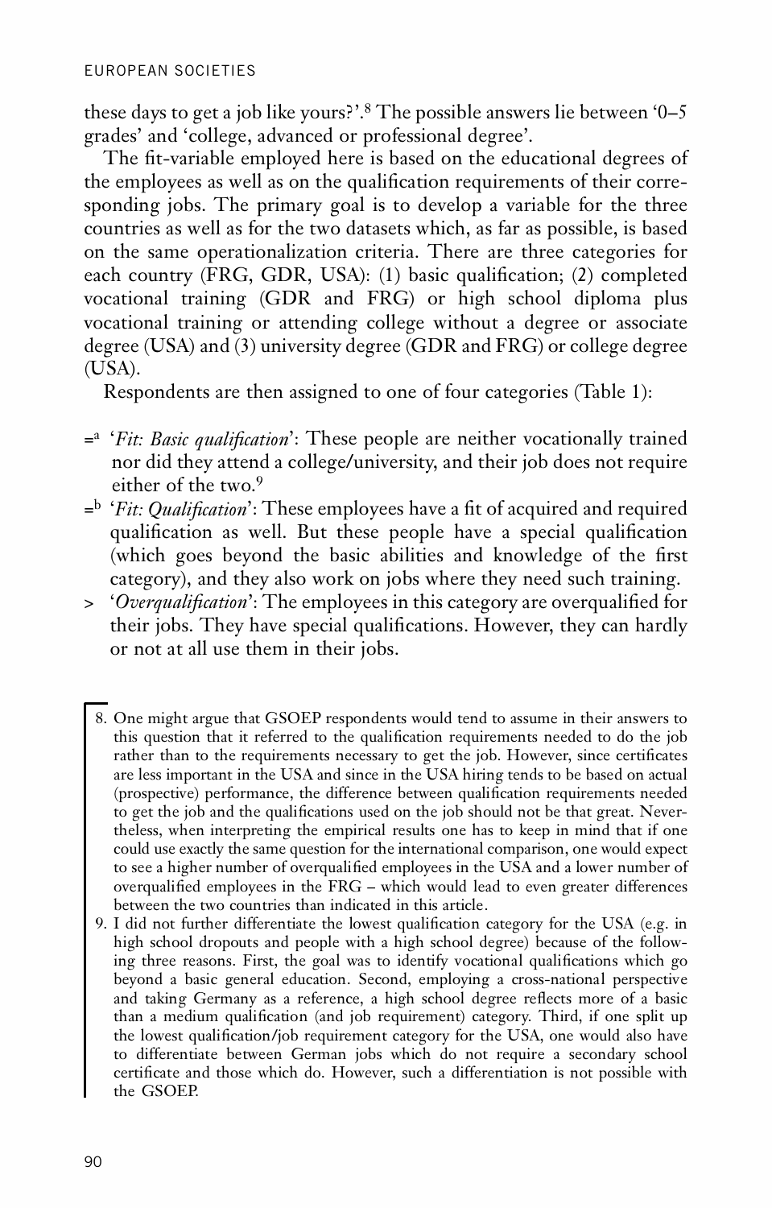these days to get a job like yours?'.[8] The possible answers lie between '0–5 grades' and 'college, advanced or professional degree'.

The fit-variable employed here is based on the educational degrees of the employees as well as on the qualification requirements of their corresponding jobs. The primary goal is to develop a variable for the three countries as well as for the two datasets which, as far as possible, is based on the same operationalization criteria. There are three categories for each country (FRG, GDR, USA): (1) basic qualification; (2) completed vocational training (GDR and FRG) or high school diploma plus vocational training or attending college without a degree or associate degree (USA) and (3) university degree (GDR and FRG) or college degree (USA).

Respondents are then assigned to one of four categories (Table 1):

- $=^{a}$ '*Fit: Basic qualification*': These people are neither vocationally trained nor did they attend a college/university, and their job does not require either of the two.[9]
- $=^{b}$ '*Fit: Qualification*': These employees have a fit of acquired and required qualification as well. But these people have a special qualification (which goes beyond the basic abilities and knowledge of the first category), and they also work on jobs where they need such training.
- $>$ '*Overqualification*': The employees in this category are overqualified for their jobs. They have special qualifications. However, they can hardly or not at all use them in their jobs.

8. One might argue that GSOEP respondents would tend to assume in their answers to this question that it referred to the qualification requirements needed to do the job rather than to the requirements necessary to get the job. However, since certificates are less important in the USA and since in the USA hiring tends to be based on actual (prospective) performance, the difference between qualification requirements needed to get the job and the qualifications used on the job should not be that great. Nevertheless, when interpreting the empirical results one has to keep in mind that if one could use exactly the same question for the international comparison, one would expect to see a higher number of overqualified employees in the USA and a lower number of overqualified employees in the FRG – which would lead to even greater differences between the two countries than indicated in this article.

9. I did not further differentiate the lowest qualification category for the USA (e.g. in high school dropouts and people with a high school degree) because of the following three reasons. First, the goal was to identify vocational qualifications which go beyond a basic general education. Second, employing a cross-national perspective and taking Germany as a reference, a high school degree reflects more of a basic than a medium qualification (and job requirement) category. Third, if one split up the lowest qualification/job requirement category for the USA, one would also have to differentiate between German jobs which do not require a secondary school certificate and those which do. However, such a differentiation is not possible with the GSOEP.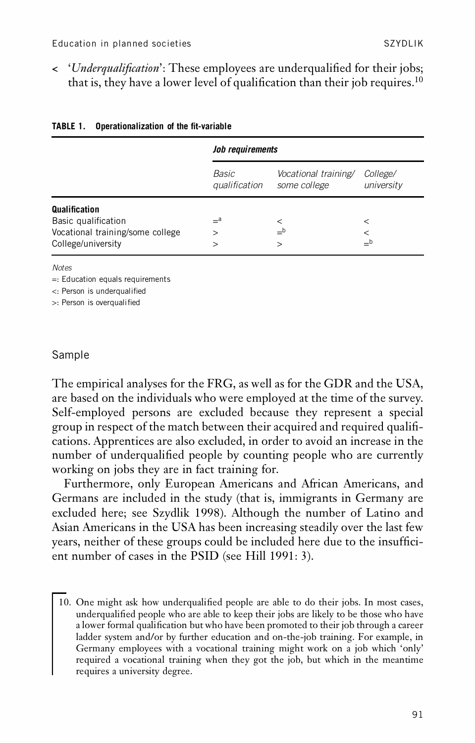- '*Underqualification*': These employees are underqualified for their jobs; that is, they have a lower level of qualification than their job requires.[10]

**TABLE 1. Operationalization of the fit-variable**

| | *Job requirements* | | |
|---|---|---|---|
| | *Basic qualification* | *Vocational training/ some college* | *College/ university* |
| **Qualification** | | | |
| Basic qualification | =[a] | < | < |
| Vocational training/some college | > | =[b] | < |
| College/university | > | > | =[b] |

*Notes*

=: Education equals requirements

<: Person is underqualified

>: Person is overqualified

## Sample

The empirical analyses for the FRG, as well as for the GDR and the USA, are based on the individuals who were employed at the time of the survey. Self-employed persons are excluded because they represent a special group in respect of the match between their acquired and required qualifications. Apprentices are also excluded, in order to avoid an increase in the number of underqualified people by counting people who are currently working on jobs they are in fact training for.

Furthermore, only European Americans and African Americans, and Germans are included in the study (that is, immigrants in Germany are excluded here; see Szydlik 1998). Although the number of Latino and Asian Americans in the USA has been increasing steadily over the last few years, neither of these groups could be included here due to the insufficient number of cases in the PSID (see Hill 1991: 3).

10. One might ask how underqualified people are able to do their jobs. In most cases, underqualified people who are able to keep their jobs are likely to be those who have a lower formal qualification but who have been promoted to their job through a career ladder system and/or by further education and on-the-job training. For example, in Germany employees with a vocational training might work on a job which 'only' required a vocational training when they got the job, but which in the meantime requires a university degree.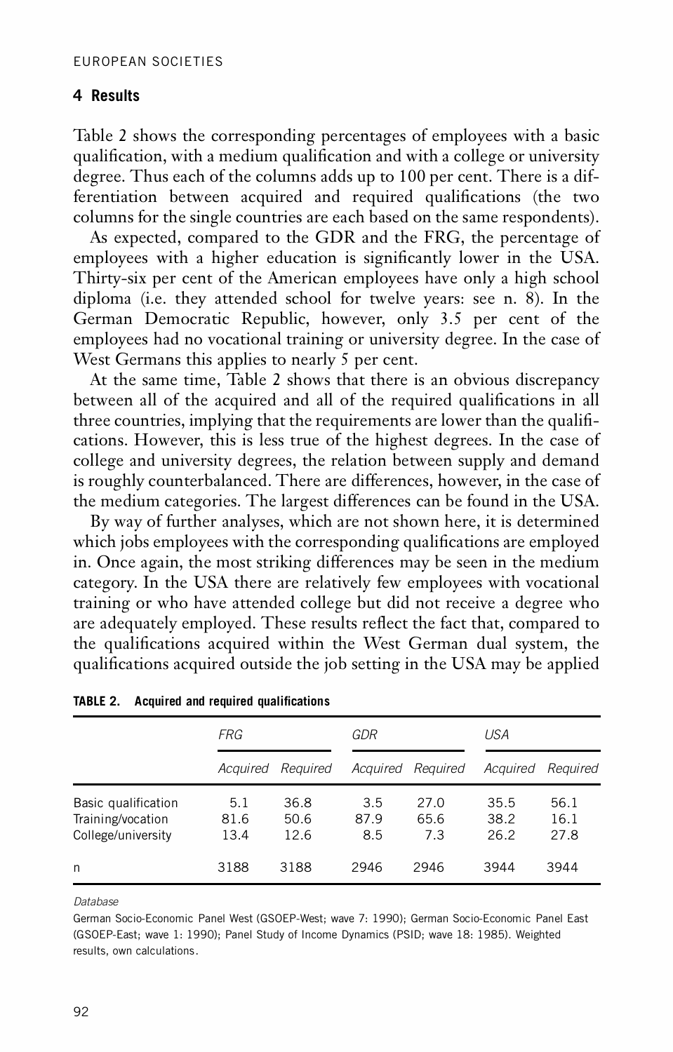## 4 Results

Table 2 shows the corresponding percentages of employees with a basic qualification, with a medium qualification and with a college or university degree. Thus each of the columns adds up to 100 per cent. There is a differentiation between acquired and required qualifications (the two columns for the single countries are each based on the same respondents).

As expected, compared to the GDR and the FRG, the percentage of employees with a higher education is significantly lower in the USA. Thirty-six per cent of the American employees have only a high school diploma (i.e. they attended school for twelve years: see n. 8). In the German Democratic Republic, however, only 3.5 per cent of the employees had no vocational training or university degree. In the case of West Germans this applies to nearly 5 per cent.

At the same time, Table 2 shows that there is an obvious discrepancy between all of the acquired and all of the required qualifications in all three countries, implying that the requirements are lower than the qualifications. However, this is less true of the highest degrees. In the case of college and university degrees, the relation between supply and demand is roughly counterbalanced. There are differences, however, in the case of the medium categories. The largest differences can be found in the USA.

By way of further analyses, which are not shown here, it is determined which jobs employees with the corresponding qualifications are employed in. Once again, the most striking differences may be seen in the medium category. In the USA there are relatively few employees with vocational training or who have attended college but did not receive a degree who are adequately employed. These results reflect the fact that, compared to the qualifications acquired within the West German dual system, the qualifications acquired outside the job setting in the USA may be applied

**TABLE 2. Acquired and required qualifications**

| | *FRG* | | *GDR* | | *USA* | |
|---|---|---|---|---|---|---|
| | *Acquired* | *Required* | *Acquired* | *Required* | *Acquired* | *Required* |
| Basic qualification | 5.1 | 36.8 | 3.5 | 27.0 | 35.5 | 56.1 |
| Training/vocation | 81.6 | 50.6 | 87.9 | 65.6 | 38.2 | 16.1 |
| College/university | 13.4 | 12.6 | 8.5 | 7.3 | 26.2 | 27.8 |
| n | 3188 | 3188 | 2946 | 2946 | 3944 | 3944 |

*Database*

German Socio-Economic Panel West (GSOEP-West; wave 7: 1990); German Socio-Economic Panel East (GSOEP-East; wave 1: 1990); Panel Study of Income Dynamics (PSID; wave 18: 1985). Weighted results, own calculations.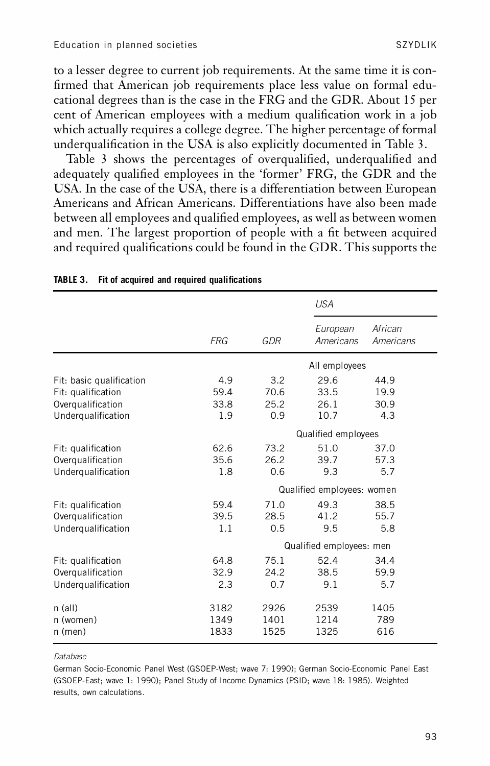to a lesser degree to current job requirements. At the same time it is confirmed that American job requirements place less value on formal educational degrees than is the case in the FRG and the GDR. About 15 per cent of American employees with a medium qualification work in a job which actually requires a college degree. The higher percentage of formal underqualification in the USA is also explicitly documented in Table 3.

Table 3 shows the percentages of overqualified, underqualified and adequately qualified employees in the 'former' FRG, the GDR and the USA. In the case of the USA, there is a differentiation between European Americans and African Americans. Differentiations have also been made between all employees and qualified employees, as well as between women and men. The largest proportion of people with a fit between acquired and required qualifications could be found in the GDR. This supports the

**TABLE 3. Fit of acquired and required qualifications**

| | | | *USA* | |
|---|---|---|---|---|
| | *FRG* | *GDR* | *European Americans* | *African Americans* |
| | | | All employees | |
| Fit: basic qualification | 4.9 | 3.2 | 29.6 | 44.9 |
| Fit: qualification | 59.4 | 70.6 | 33.5 | 19.9 |
| Overqualification | 33.8 | 25.2 | 26.1 | 30.9 |
| Underqualification | 1.9 | 0.9 | 10.7 | 4.3 |
| | | | Qualified employees | |
| Fit: qualification | 62.6 | 73.2 | 51.0 | 37.0 |
| Overqualification | 35.6 | 26.2 | 39.7 | 57.3 |
| Underqualification | 1.8 | 0.6 | 9.3 | 5.7 |
| | | | Qualified employees: women | |
| Fit: qualification | 59.4 | 71.0 | 49.3 | 38.5 |
| Overqualification | 39.5 | 28.5 | 41.2 | 55.7 |
| Underqualification | 1.1 | 0.5 | 9.5 | 5.8 |
| | | | Qualified employees: men | |
| Fit: qualification | 64.8 | 75.1 | 52.4 | 34.4 |
| Overqualification | 32.9 | 24.2 | 38.5 | 59.9 |
| Underqualification | 2.3 | 0.7 | 9.1 | 5.7 |
| n (all) | 3182 | 2926 | 2539 | 1405 |
| n (women) | 1349 | 1401 | 1214 | 789 |
| n (men) | 1833 | 1525 | 1325 | 616 |

*Database*

German Socio-Economic Panel West (GSOEP-West; wave 7: 1990); German Socio-Economic Panel East (GSOEP-East; wave 1: 1990); Panel Study of Income Dynamics (PSID; wave 18: 1985). Weighted results, own calculations.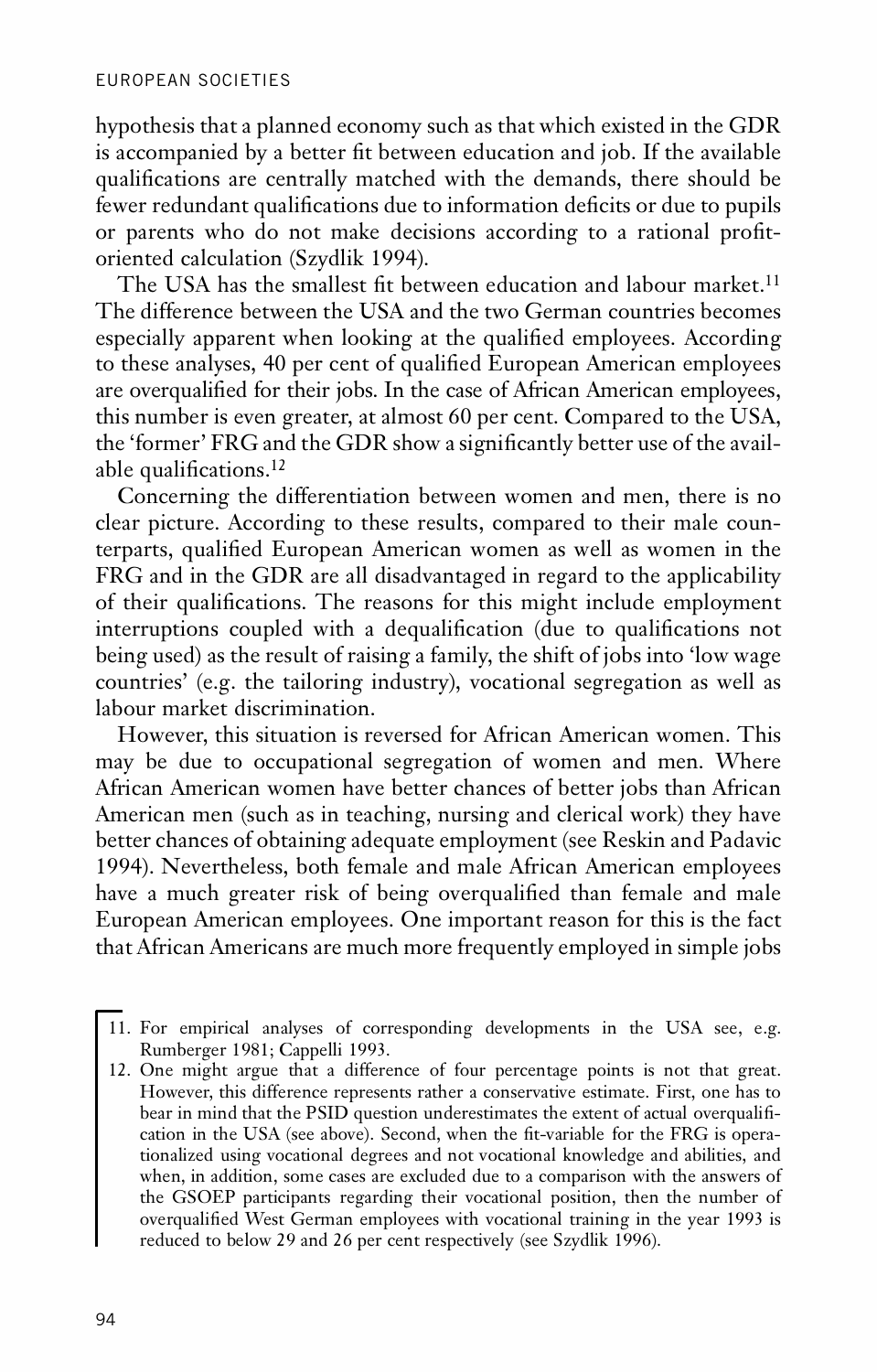hypothesis that a planned economy such as that which existed in the GDR is accompanied by a better fit between education and job. If the available qualifications are centrally matched with the demands, there should be fewer redundant qualifications due to information deficits or due to pupils or parents who do not make decisions according to a rational profit-oriented calculation (Szydlik 1994).

The USA has the smallest fit between education and labour market.[11] The difference between the USA and the two German countries becomes especially apparent when looking at the qualified employees. According to these analyses, 40 per cent of qualified European American employees are overqualified for their jobs. In the case of African American employees, this number is even greater, at almost 60 per cent. Compared to the USA, the 'former' FRG and the GDR show a significantly better use of the available qualifications.[12]

Concerning the differentiation between women and men, there is no clear picture. According to these results, compared to their male counterparts, qualified European American women as well as women in the FRG and in the GDR are all disadvantaged in regard to the applicability of their qualifications. The reasons for this might include employment interruptions coupled with a dequalification (due to qualifications not being used) as the result of raising a family, the shift of jobs into 'low wage countries' (e.g. the tailoring industry), vocational segregation as well as labour market discrimination.

However, this situation is reversed for African American women. This may be due to occupational segregation of women and men. Where African American women have better chances of better jobs than African American men (such as in teaching, nursing and clerical work) they have better chances of obtaining adequate employment (see Reskin and Padavic 1994). Nevertheless, both female and male African American employees have a much greater risk of being overqualified than female and male European American employees. One important reason for this is the fact that African Americans are much more frequently employed in simple jobs

11. For empirical analyses of corresponding developments in the USA see, e.g. Rumberger 1981; Cappelli 1993.

12. One might argue that a difference of four percentage points is not that great. However, this difference represents rather a conservative estimate. First, one has to bear in mind that the PSID question underestimates the extent of actual overqualification in the USA (see above). Second, when the fit-variable for the FRG is operationalized using vocational degrees and not vocational knowledge and abilities, and when, in addition, some cases are excluded due to a comparison with the answers of the GSOEP participants regarding their vocational position, then the number of overqualified West German employees with vocational training in the year 1993 is reduced to below 29 and 26 per cent respectively (see Szydlik 1996).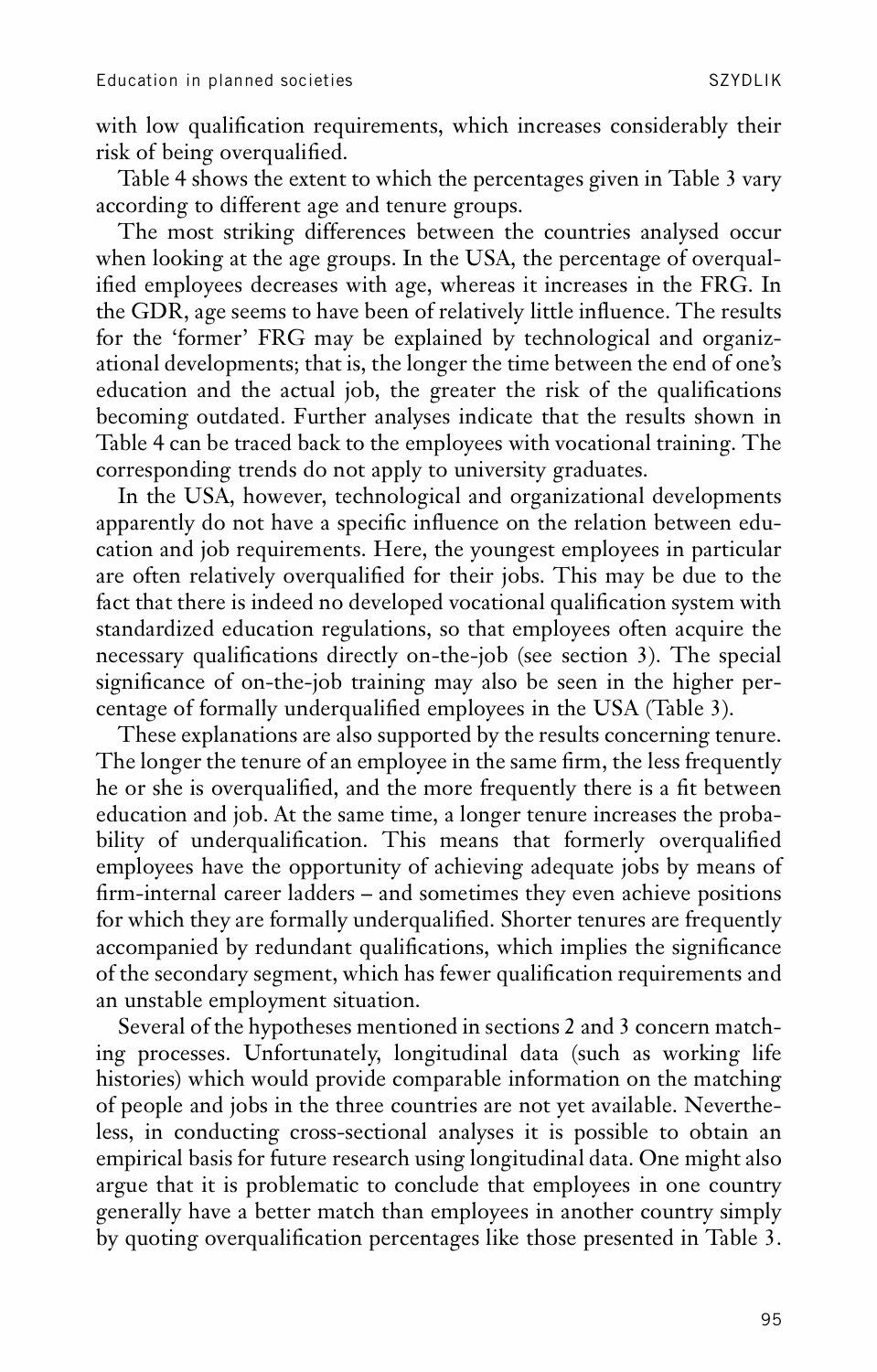with low qualification requirements, which increases considerably their risk of being overqualified.

Table 4 shows the extent to which the percentages given in Table 3 vary according to different age and tenure groups.

The most striking differences between the countries analysed occur when looking at the age groups. In the USA, the percentage of overqualified employees decreases with age, whereas it increases in the FRG. In the GDR, age seems to have been of relatively little influence. The results for the 'former' FRG may be explained by technological and organizational developments; that is, the longer the time between the end of one's education and the actual job, the greater the risk of the qualifications becoming outdated. Further analyses indicate that the results shown in Table 4 can be traced back to the employees with vocational training. The corresponding trends do not apply to university graduates.

In the USA, however, technological and organizational developments apparently do not have a specific influence on the relation between education and job requirements. Here, the youngest employees in particular are often relatively overqualified for their jobs. This may be due to the fact that there is indeed no developed vocational qualification system with standardized education regulations, so that employees often acquire the necessary qualifications directly on-the-job (see section 3). The special significance of on-the-job training may also be seen in the higher percentage of formally underqualified employees in the USA (Table 3).

These explanations are also supported by the results concerning tenure. The longer the tenure of an employee in the same firm, the less frequently he or she is overqualified, and the more frequently there is a fit between education and job. At the same time, a longer tenure increases the probability of underqualification. This means that formerly overqualified employees have the opportunity of achieving adequate jobs by means of firm-internal career ladders – and sometimes they even achieve positions for which they are formally underqualified. Shorter tenures are frequently accompanied by redundant qualifications, which implies the significance of the secondary segment, which has fewer qualification requirements and an unstable employment situation.

Several of the hypotheses mentioned in sections 2 and 3 concern matching processes. Unfortunately, longitudinal data (such as working life histories) which would provide comparable information on the matching of people and jobs in the three countries are not yet available. Nevertheless, in conducting cross-sectional analyses it is possible to obtain an empirical basis for future research using longitudinal data. One might also argue that it is problematic to conclude that employees in one country generally have a better match than employees in another country simply by quoting overqualification percentages like those presented in Table 3.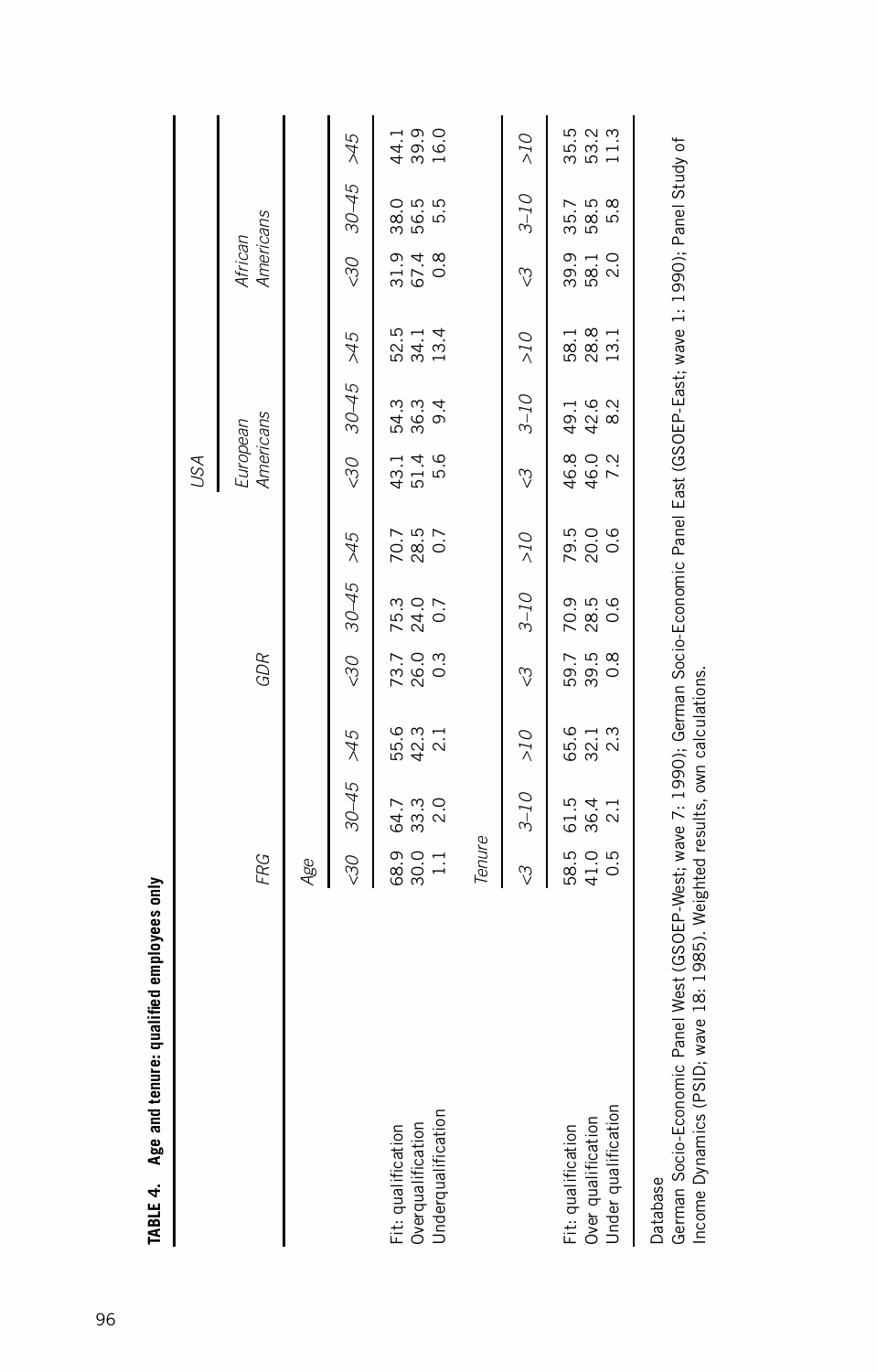**TABLE 4. Age and tenure: qualified employees only**

| | FRG | | | GDR | | | USA | | | | | |
|---|---|---|---|---|---|---|---|---|---|---|---|---|
| | | | | | | | *European Americans* | | | *African Americans* | | |
| | *Age* | | | | | | | | | | | |
| | *<30* | *30–45* | *>45* | *<30* | *30–45* | *>45* | *<30* | *30–45* | *>45* | *<30* | *30–45* | *>45* |
| Fit: qualification | 68.9 | 64.7 | 55.6 | 73.7 | 75.3 | 70.7 | 43.1 | 54.3 | 52.5 | 31.9 | 38.0 | 44.1 |
| Overqualification | 30.0 | 33.3 | 42.3 | 26.0 | 24.0 | 28.5 | 51.4 | 36.3 | 34.1 | 67.4 | 56.5 | 39.9 |
| Underqualification | 1.1 | 2.0 | 2.1 | 0.3 | 0.7 | 0.7 | 5.6 | 9.4 | 13.4 | 0.8 | 5.5 | 16.0 |
| | *Tenure* | | | | | | | | | | | |
| | *<3* | *3–10* | *>10* | *<3* | *3–10* | *>10* | *<3* | *3–10* | *>10* | *<3* | *3–10* | *>10* |
| Fit: qualification | 58.5 | 61.5 | 65.6 | 59.7 | 70.9 | 79.5 | 46.8 | 49.1 | 58.1 | 39.9 | 35.7 | 35.5 |
| Over qualification | 41.0 | 36.4 | 32.1 | 39.5 | 28.5 | 20.0 | 46.0 | 42.6 | 28.8 | 58.1 | 58.5 | 53.2 |
| Under qualification | 0.5 | 2.1 | 2.3 | 0.8 | 0.6 | 0.6 | 7.2 | 8.2 | 13.1 | 2.0 | 5.8 | 11.3 |

Database
German Socio-Economic Panel West (GSOEP-West; wave 7: 1990); German Socio-Economic Panel East (GSOEP-East; wave 1: 1990); Panel Study of Income Dynamics (PSID; wave 18: 1985). Weighted results, own calculations.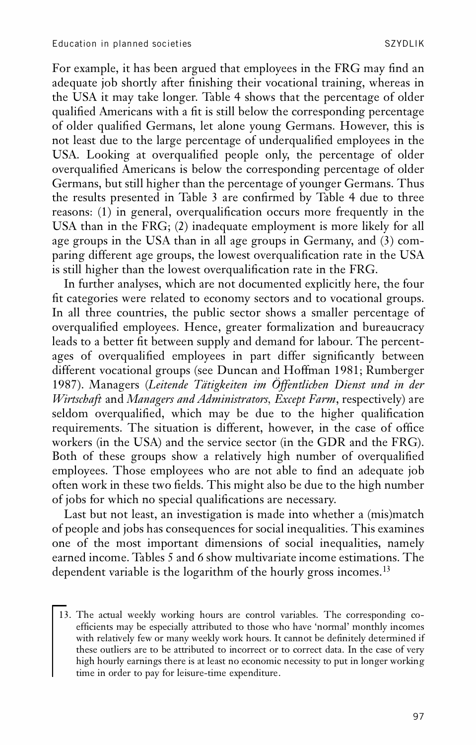For example, it has been argued that employees in the FRG may find an adequate job shortly after finishing their vocational training, whereas in the USA it may take longer. Table 4 shows that the percentage of older qualified Americans with a fit is still below the corresponding percentage of older qualified Germans, let alone young Germans. However, this is not least due to the large percentage of underqualified employees in the USA. Looking at overqualified people only, the percentage of older overqualified Americans is below the corresponding percentage of older Germans, but still higher than the percentage of younger Germans. Thus the results presented in Table 3 are confirmed by Table 4 due to three reasons: (1) in general, overqualification occurs more frequently in the USA than in the FRG; (2) inadequate employment is more likely for all age groups in the USA than in all age groups in Germany, and (3) comparing different age groups, the lowest overqualification rate in the USA is still higher than the lowest overqualification rate in the FRG.

In further analyses, which are not documented explicitly here, the four fit categories were related to economy sectors and to vocational groups. In all three countries, the public sector shows a smaller percentage of overqualified employees. Hence, greater formalization and bureaucracy leads to a better fit between supply and demand for labour. The percentages of overqualified employees in part differ significantly between different vocational groups (see Duncan and Hoffman 1981; Rumberger 1987). Managers (*Leitende Tätigkeiten im Öffentlichen Dienst und in der Wirtschaft* and *Managers and Administrators, Except Farm*, respectively) are seldom overqualified, which may be due to the higher qualification requirements. The situation is different, however, in the case of office workers (in the USA) and the service sector (in the GDR and the FRG). Both of these groups show a relatively high number of overqualified employees. Those employees who are not able to find an adequate job often work in these two fields. This might also be due to the high number of jobs for which no special qualifications are necessary.

Last but not least, an investigation is made into whether a (mis)match of people and jobs has consequences for social inequalities. This examines one of the most important dimensions of social inequalities, namely earned income. Tables 5 and 6 show multivariate income estimations. The dependent variable is the logarithm of the hourly gross incomes.[13]

13. The actual weekly working hours are control variables. The corresponding coefficients may be especially attributed to those who have 'normal' monthly incomes with relatively few or many weekly work hours. It cannot be definitely determined if these outliers are to be attributed to incorrect or to correct data. In the case of very high hourly earnings there is at least no economic necessity to put in longer working time in order to pay for leisure-time expenditure.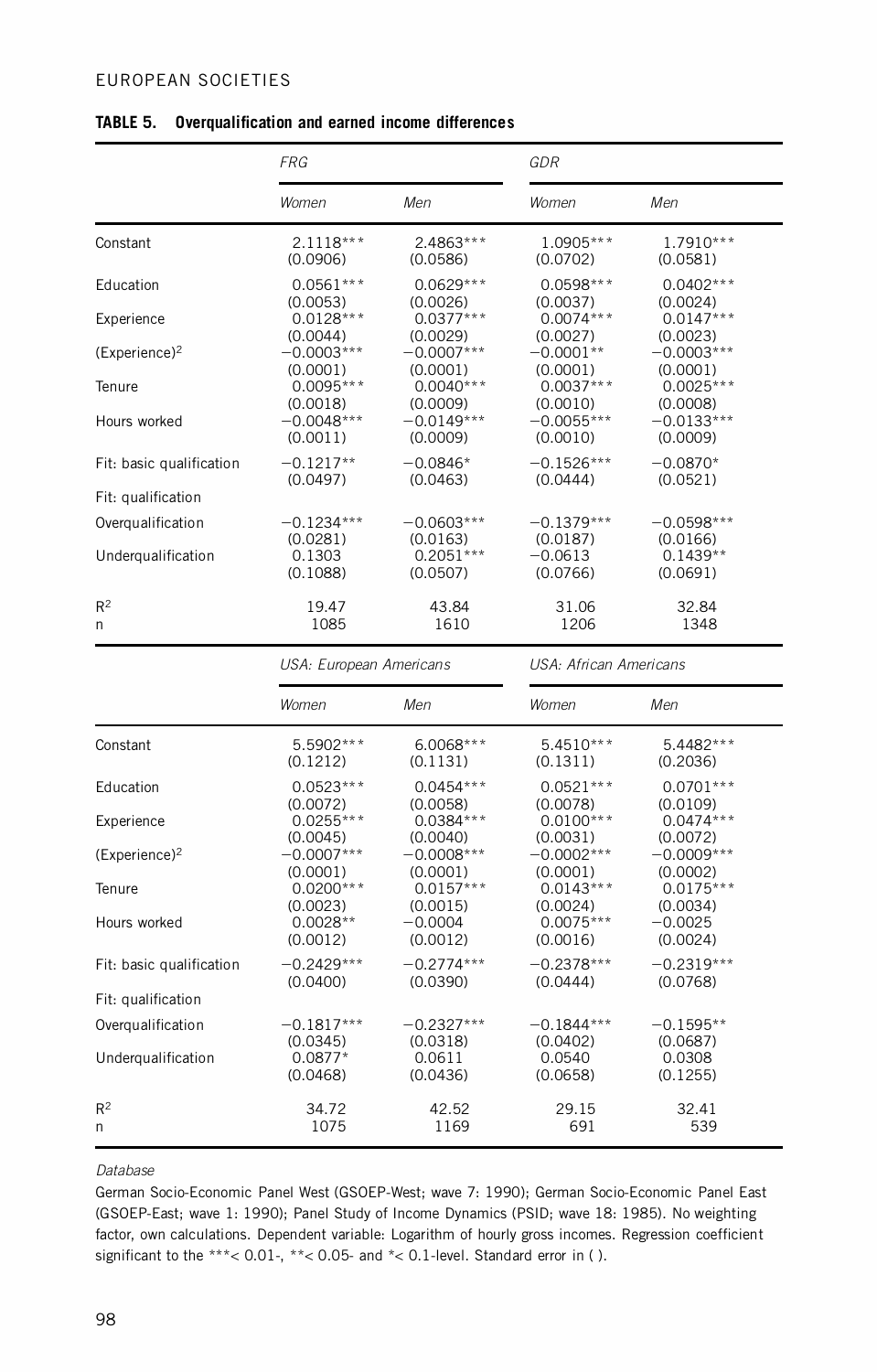**TABLE 5. Overqualification and earned income differences**

| | *FRG* | | *GDR* | |
|---|---|---|---|---|
| | *Women* | *Men* | *Women* | *Men* |
| Constant | 2.1118*** | 2.4863*** | 1.0905*** | 1.7910*** |
| | (0.0906) | (0.0586) | (0.0702) | (0.0581) |
| Education | 0.0561*** | 0.0629*** | 0.0598*** | 0.0402*** |
| | (0.0053) | (0.0026) | (0.0037) | (0.0024) |
| Experience | 0.0128*** | 0.0377*** | 0.0074*** | 0.0147*** |
| | (0.0044) | (0.0029) | (0.0027) | (0.0023) |
| $(\text{Experience})^2$ | −0.0003*** | −0.0007*** | −0.0001** | −0.0003*** |
| | (0.0001) | (0.0001) | (0.0001) | (0.0001) |
| Tenure | 0.0095*** | 0.0040*** | 0.0037*** | 0.0025*** |
| | (0.0018) | (0.0009) | (0.0010) | (0.0008) |
| Hours worked | −0.0048*** | −0.0149*** | −0.0055*** | −0.0133*** |
| | (0.0011) | (0.0009) | (0.0010) | (0.0009) |
| Fit: basic qualification | −0.1217** | −0.0846* | −0.1526*** | −0.0870* |
| | (0.0497) | (0.0463) | (0.0444) | (0.0521) |
| Fit: qualification | | | | |
| Overqualification | −0.1234*** | −0.0603*** | −0.1379*** | −0.0598*** |
| | (0.0281) | (0.0163) | (0.0187) | (0.0166) |
| Underqualification | 0.1303 | 0.2051*** | −0.0613 | 0.1439** |
| | (0.1088) | (0.0507) | (0.0766) | (0.0691) |
| $R^2$ | 19.47 | 43.84 | 31.06 | 32.84 |
| n | 1085 | 1610 | 1206 | 1348 |
| | *USA: European Americans* | | *USA: African Americans* | |
| | *Women* | *Men* | *Women* | *Men* |
| Constant | 5.5902*** | 6.0068*** | 5.4510*** | 5.4482*** |
| | (0.1212) | (0.1131) | (0.1311) | (0.2036) |
| Education | 0.0523*** | 0.0454*** | 0.0521*** | 0.0701*** |
| | (0.0072) | (0.0058) | (0.0078) | (0.0109) |
| Experience | 0.0255*** | 0.0384*** | 0.0100*** | 0.0474*** |
| | (0.0045) | (0.0040) | (0.0031) | (0.0072) |
| $(\text{Experience})^2$ | −0.0007*** | −0.0008*** | −0.0002*** | −0.0009*** |
| | (0.0001) | (0.0001) | (0.0001) | (0.0002) |
| Tenure | 0.0200*** | 0.0157*** | 0.0143*** | 0.0175*** |
| | (0.0023) | (0.0015) | (0.0024) | (0.0034) |
| Hours worked | 0.0028** | −0.0004 | 0.0075*** | −0.0025 |
| | (0.0012) | (0.0012) | (0.0016) | (0.0024) |
| Fit: basic qualification | −0.2429*** | −0.2774*** | −0.2378*** | −0.2319*** |
| | (0.0400) | (0.0390) | (0.0444) | (0.0768) |
| Fit: qualification | | | | |
| Overqualification | −0.1817*** | −0.2327*** | −0.1844*** | −0.1595** |
| | (0.0345) | (0.0318) | (0.0402) | (0.0687) |
| Underqualification | 0.0877* | 0.0611 | 0.0540 | 0.0308 |
| | (0.0468) | (0.0436) | (0.0658) | (0.1255) |
| $R^2$ | 34.72 | 42.52 | 29.15 | 32.41 |
| n | 1075 | 1169 | 691 | 539 |

*Database*

German Socio-Economic Panel West (GSOEP-West; wave 7: 1990); German Socio-Economic Panel East (GSOEP-East; wave 1: 1990); Panel Study of Income Dynamics (PSID; wave 18: 1985). No weighting factor, own calculations. Dependent variable: Logarithm of hourly gross incomes. Regression coefficient significant to the ***< 0.01-, **< 0.05- and *< 0.1-level. Standard error in ( ).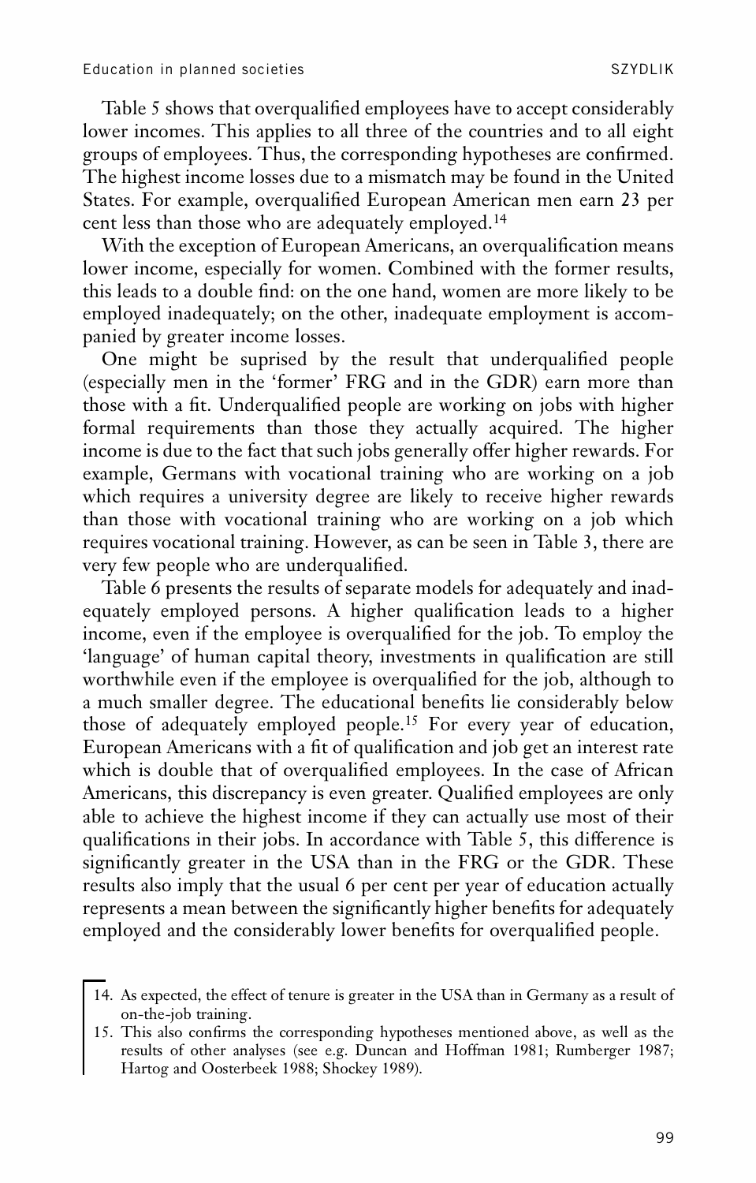Table 5 shows that overqualified employees have to accept considerably lower incomes. This applies to all three of the countries and to all eight groups of employees. Thus, the corresponding hypotheses are confirmed. The highest income losses due to a mismatch may be found in the United States. For example, overqualified European American men earn 23 per cent less than those who are adequately employed.[14]

With the exception of European Americans, an overqualification means lower income, especially for women. Combined with the former results, this leads to a double find: on the one hand, women are more likely to be employed inadequately; on the other, inadequate employment is accompanied by greater income losses.

One might be suprised by the result that underqualified people (especially men in the 'former' FRG and in the GDR) earn more than those with a fit. Underqualified people are working on jobs with higher formal requirements than those they actually acquired. The higher income is due to the fact that such jobs generally offer higher rewards. For example, Germans with vocational training who are working on a job which requires a university degree are likely to receive higher rewards than those with vocational training who are working on a job which requires vocational training. However, as can be seen in Table 3, there are very few people who are underqualified.

Table 6 presents the results of separate models for adequately and inadequately employed persons. A higher qualification leads to a higher income, even if the employee is overqualified for the job. To employ the 'language' of human capital theory, investments in qualification are still worthwhile even if the employee is overqualified for the job, although to a much smaller degree. The educational benefits lie considerably below those of adequately employed people.[15] For every year of education, European Americans with a fit of qualification and job get an interest rate which is double that of overqualified employees. In the case of African Americans, this discrepancy is even greater. Qualified employees are only able to achieve the highest income if they can actually use most of their qualifications in their jobs. In accordance with Table 5, this difference is significantly greater in the USA than in the FRG or the GDR. These results also imply that the usual 6 per cent per year of education actually represents a mean between the significantly higher benefits for adequately employed and the considerably lower benefits for overqualified people.

---

14. As expected, the effect of tenure is greater in the USA than in Germany as a result of on-the-job training.
15. This also confirms the corresponding hypotheses mentioned above, as well as the results of other analyses (see e.g. Duncan and Hoffman 1981; Rumberger 1987; Hartog and Oosterbeek 1988; Shockey 1989).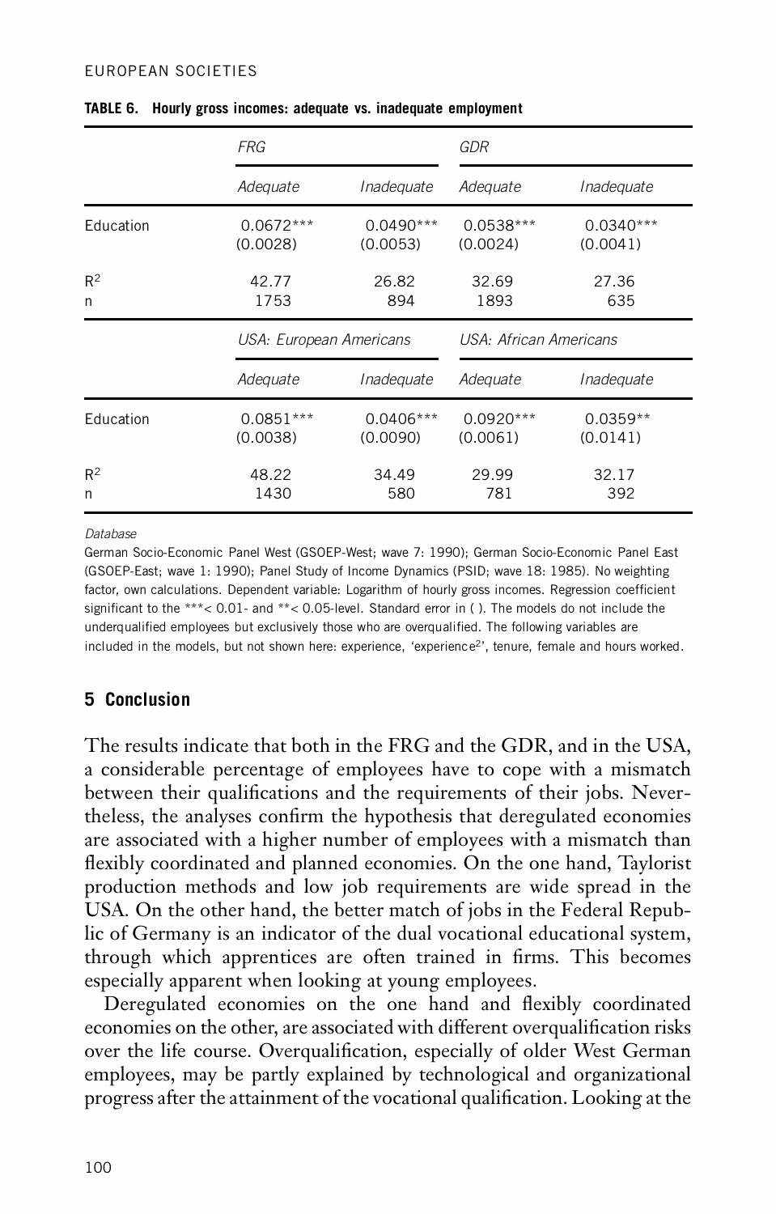**TABLE 6. Hourly gross incomes: adequate vs. inadequate employment**

| | *FRG* | | *GDR* | |
|---|---|---|---|---|
| | *Adequate* | *Inadequate* | *Adequate* | *Inadequate* |
| Education | 0.0672*** (0.0028) | 0.0490*** (0.0053) | 0.0538*** (0.0024) | 0.0340*** (0.0041) |
| $R^2$ | 42.77 | 26.82 | 32.69 | 27.36 |
| n | 1753 | 894 | 1893 | 635 |
| | *USA: European Americans* | | *USA: African Americans* | |
| | *Adequate* | *Inadequate* | *Adequate* | *Inadequate* |
| Education | 0.0851*** (0.0038) | 0.0406*** (0.0090) | 0.0920*** (0.0061) | 0.0359** (0.0141) |
| $R^2$ | 48.22 | 34.49 | 29.99 | 32.17 |
| n | 1430 | 580 | 781 | 392 |

*Database*

German Socio-Economic Panel West (GSOEP-West; wave 7: 1990); German Socio-Economic Panel East (GSOEP-East; wave 1: 1990); Panel Study of Income Dynamics (PSID; wave 18: 1985). No weighting factor, own calculations. Dependent variable: Logarithm of hourly gross incomes. Regression coefficient significant to the ***< 0.01- and **< 0.05-level. Standard error in ( ). The models do not include the underqualified employees but exclusively those who are overqualified. The following variables are included in the models, but not shown here: experience, 'experience$^2$', tenure, female and hours worked.

## 5 Conclusion

The results indicate that both in the FRG and the GDR, and in the USA, a considerable percentage of employees have to cope with a mismatch between their qualifications and the requirements of their jobs. Nevertheless, the analyses confirm the hypothesis that deregulated economies are associated with a higher number of employees with a mismatch than flexibly coordinated and planned economies. On the one hand, Taylorist production methods and low job requirements are wide spread in the USA. On the other hand, the better match of jobs in the Federal Republic of Germany is an indicator of the dual vocational educational system, through which apprentices are often trained in firms. This becomes especially apparent when looking at young employees.

Deregulated economies on the one hand and flexibly coordinated economies on the other, are associated with different overqualification risks over the life course. Overqualification, especially of older West German employees, may be partly explained by technological and organizational progress after the attainment of the vocational qualification. Looking at the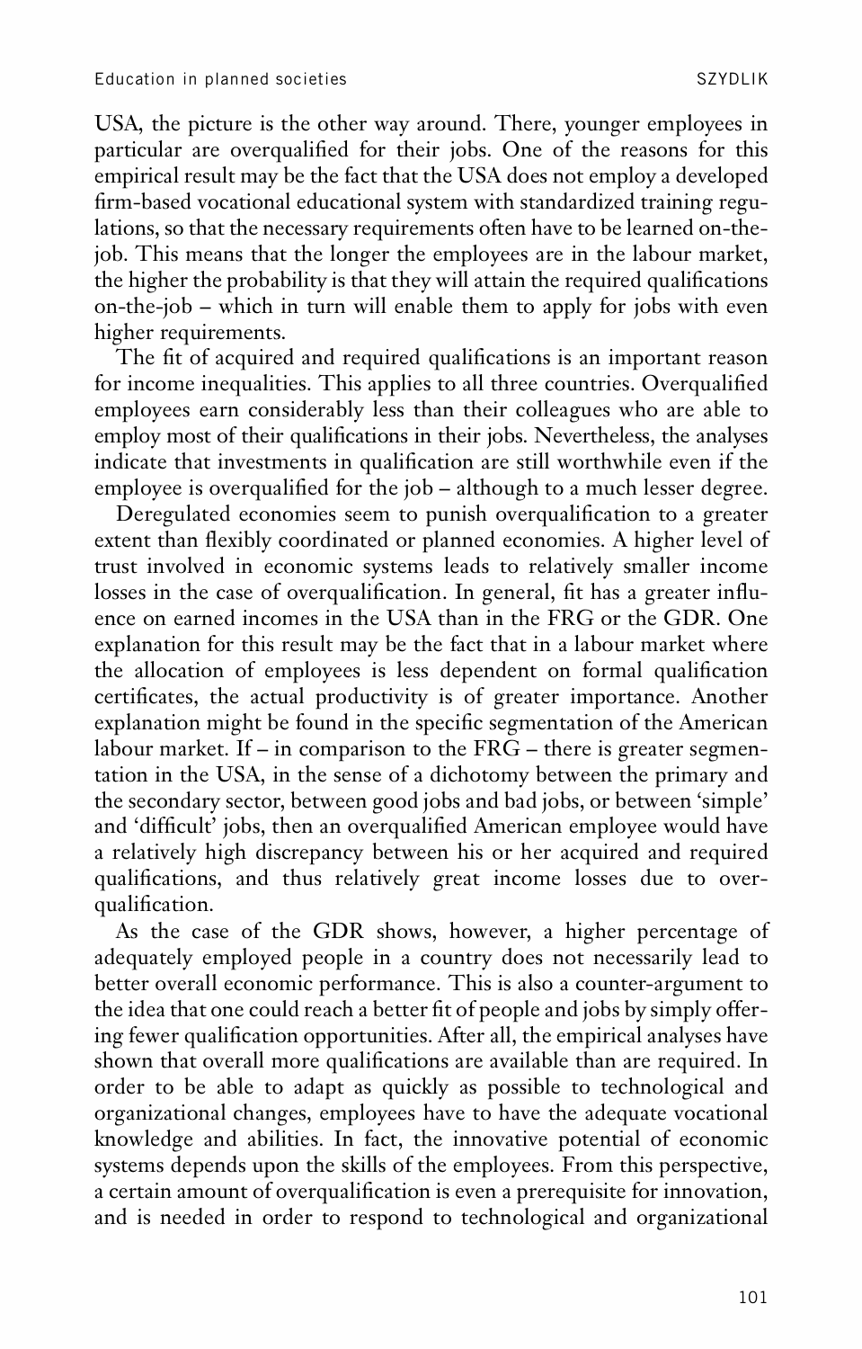USA, the picture is the other way around. There, younger employees in particular are overqualified for their jobs. One of the reasons for this empirical result may be the fact that the USA does not employ a developed firm-based vocational educational system with standardized training regulations, so that the necessary requirements often have to be learned on-the-job. This means that the longer the employees are in the labour market, the higher the probability is that they will attain the required qualifications on-the-job – which in turn will enable them to apply for jobs with even higher requirements.

The fit of acquired and required qualifications is an important reason for income inequalities. This applies to all three countries. Overqualified employees earn considerably less than their colleagues who are able to employ most of their qualifications in their jobs. Nevertheless, the analyses indicate that investments in qualification are still worthwhile even if the employee is overqualified for the job – although to a much lesser degree.

Deregulated economies seem to punish overqualification to a greater extent than flexibly coordinated or planned economies. A higher level of trust involved in economic systems leads to relatively smaller income losses in the case of overqualification. In general, fit has a greater influence on earned incomes in the USA than in the FRG or the GDR. One explanation for this result may be the fact that in a labour market where the allocation of employees is less dependent on formal qualification certificates, the actual productivity is of greater importance. Another explanation might be found in the specific segmentation of the American labour market. If – in comparison to the FRG – there is greater segmentation in the USA, in the sense of a dichotomy between the primary and the secondary sector, between good jobs and bad jobs, or between 'simple' and 'difficult' jobs, then an overqualified American employee would have a relatively high discrepancy between his or her acquired and required qualifications, and thus relatively great income losses due to overqualification.

As the case of the GDR shows, however, a higher percentage of adequately employed people in a country does not necessarily lead to better overall economic performance. This is also a counter-argument to the idea that one could reach a better fit of people and jobs by simply offering fewer qualification opportunities. After all, the empirical analyses have shown that overall more qualifications are available than are required. In order to be able to adapt as quickly as possible to technological and organizational changes, employees have to have the adequate vocational knowledge and abilities. In fact, the innovative potential of economic systems depends upon the skills of the employees. From this perspective, a certain amount of overqualification is even a prerequisite for innovation, and is needed in order to respond to technological and organizational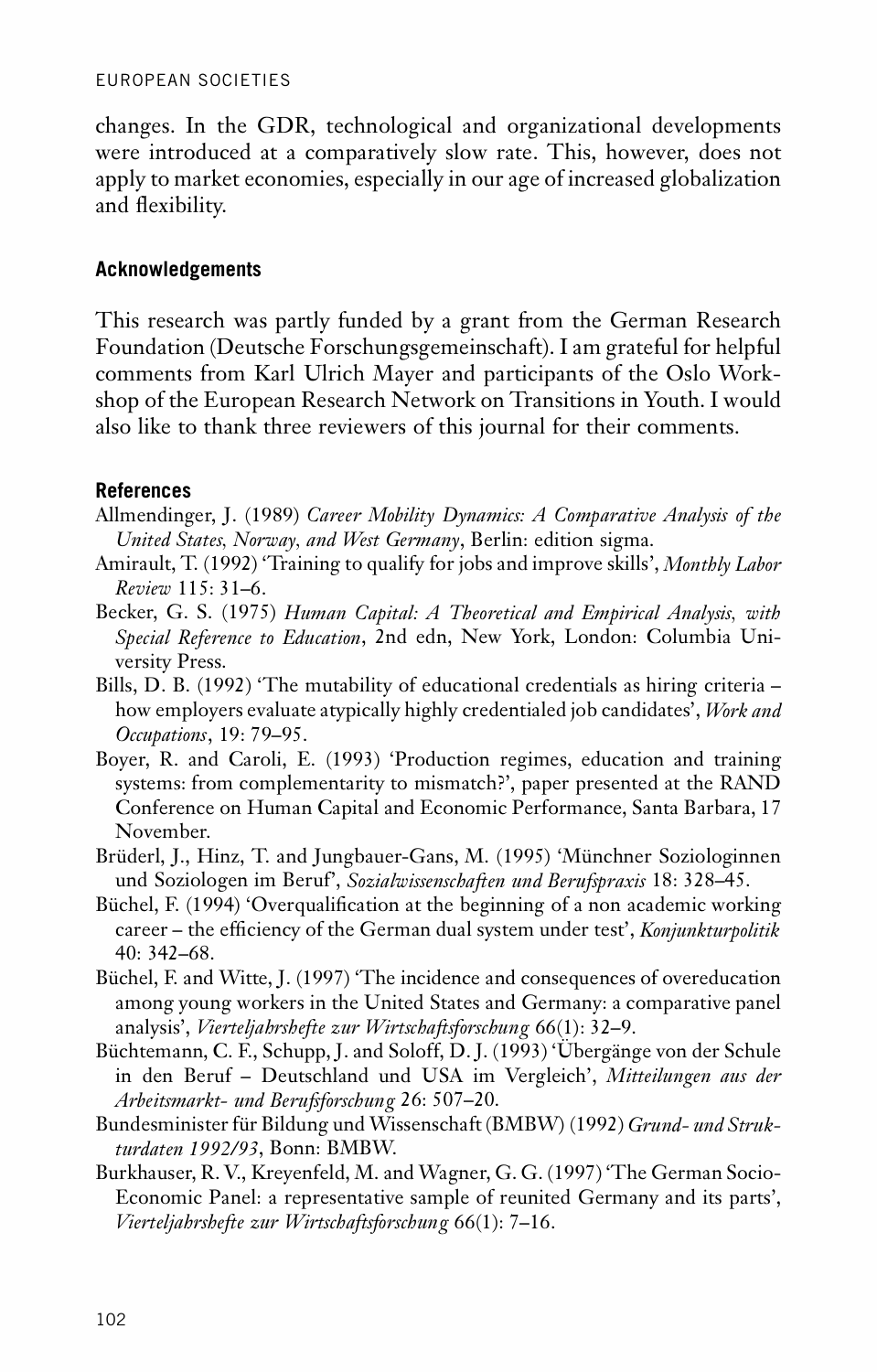changes. In the GDR, technological and organizational developments were introduced at a comparatively slow rate. This, however, does not apply to market economies, especially in our age of increased globalization and flexibility.

## Acknowledgements

This research was partly funded by a grant from the German Research Foundation (Deutsche Forschungsgemeinschaft). I am grateful for helpful comments from Karl Ulrich Mayer and participants of the Oslo Workshop of the European Research Network on Transitions in Youth. I would also like to thank three reviewers of this journal for their comments.

## References

Allmendinger, J. (1989) *Career Mobility Dynamics: A Comparative Analysis of the United States, Norway, and West Germany*, Berlin: edition sigma.

Amirault, T. (1992) 'Training to qualify for jobs and improve skills', *Monthly Labor Review* 115: 31–6.

Becker, G. S. (1975) *Human Capital: A Theoretical and Empirical Analysis, with Special Reference to Education*, 2nd edn, New York, London: Columbia University Press.

Bills, D. B. (1992) 'The mutability of educational credentials as hiring criteria – how employers evaluate atypically highly credentialed job candidates', *Work and Occupations*, 19: 79–95.

Boyer, R. and Caroli, E. (1993) 'Production regimes, education and training systems: from complementarity to mismatch?', paper presented at the RAND Conference on Human Capital and Economic Performance, Santa Barbara, 17 November.

Brüderl, J., Hinz, T. and Jungbauer-Gans, M. (1995) 'Münchner Soziologinnen und Soziologen im Beruf', *Sozialwissenschaften und Berufspraxis* 18: 328–45.

Büchel, F. (1994) 'Overqualification at the beginning of a non academic working career – the efficiency of the German dual system under test', *Konjunkturpolitik* 40: 342–68.

Büchel, F. and Witte, J. (1997) 'The incidence and consequences of overeducation among young workers in the United States and Germany: a comparative panel analysis', *Vierteljahrshefte zur Wirtschaftsforschung* 66(1): 32–9.

Büchtemann, C. F., Schupp, J. and Soloff, D. J. (1993) 'Übergänge von der Schule in den Beruf – Deutschland und USA im Vergleich', *Mitteilungen aus der Arbeitsmarkt- und Berufsforschung* 26: 507–20.

Bundesminister für Bildung und Wissenschaft (BMBW) (1992) *Grund- und Strukturdaten 1992/93*, Bonn: BMBW.

Burkhauser, R. V., Kreyenfeld, M. and Wagner, G. G. (1997) 'The German Socio-Economic Panel: a representative sample of reunited Germany and its parts', *Vierteljahrshefte zur Wirtschaftsforschung* 66(1): 7–16.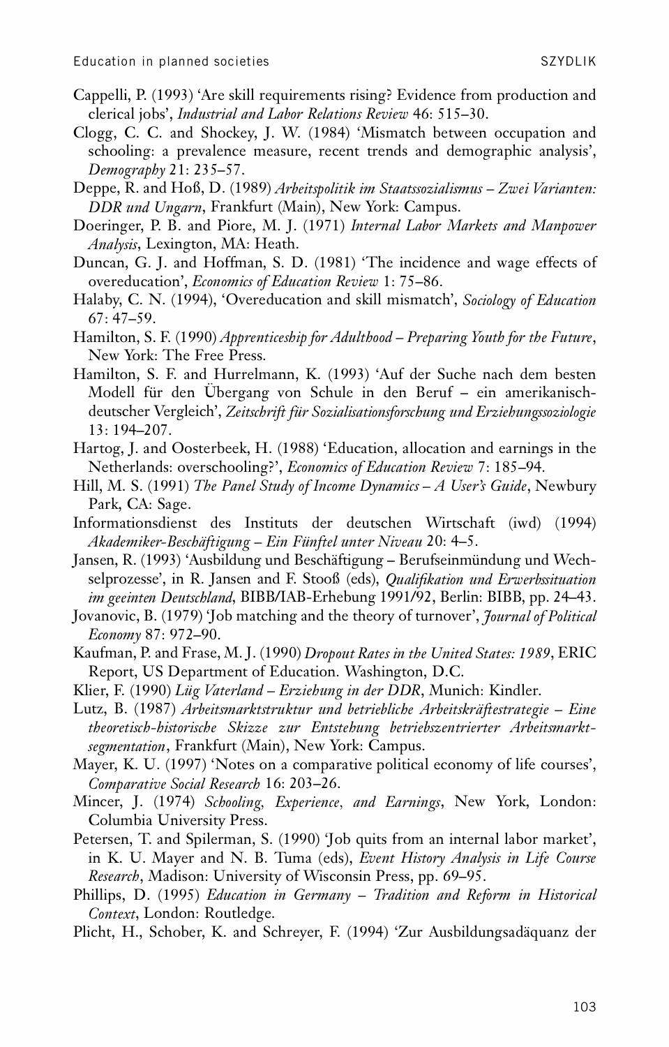Cappelli, P. (1993) 'Are skill requirements rising? Evidence from production and clerical jobs', *Industrial and Labor Relations Review* 46: 515–30.

Clogg, C. C. and Shockey, J. W. (1984) 'Mismatch between occupation and schooling: a prevalence measure, recent trends and demographic analysis', *Demography* 21: 235–57.

Deppe, R. and Hoß, D. (1989) *Arbeitspolitik im Staatssozialismus – Zwei Varianten: DDR und Ungarn*, Frankfurt (Main), New York: Campus.

Doeringer, P. B. and Piore, M. J. (1971) *Internal Labor Markets and Manpower Analysis*, Lexington, MA: Heath.

Duncan, G. J. and Hoffman, S. D. (1981) 'The incidence and wage effects of overeducation', *Economics of Education Review* 1: 75–86.

Halaby, C. N. (1994), 'Overeducation and skill mismatch', *Sociology of Education* 67: 47–59.

Hamilton, S. F. (1990) *Apprenticeship for Adulthood – Preparing Youth for the Future*, New York: The Free Press.

Hamilton, S. F. and Hurrelmann, K. (1993) 'Auf der Suche nach dem besten Modell für den Übergang von Schule in den Beruf – ein amerikanisch-deutscher Vergleich', *Zeitschrift für Sozialisationsforschung und Erziehungssoziologie* 13: 194–207.

Hartog, J. and Oosterbeek, H. (1988) 'Education, allocation and earnings in the Netherlands: overschooling?', *Economics of Education Review* 7: 185–94.

Hill, M. S. (1991) *The Panel Study of Income Dynamics – A User's Guide*, Newbury Park, CA: Sage.

Informationsdienst des Instituts der deutschen Wirtschaft (iwd) (1994) *Akademiker-Beschäftigung – Ein Fünftel unter Niveau* 20: 4–5.

Jansen, R. (1993) 'Ausbildung und Beschäftigung – Berufseinmündung und Wechselprozesse', in R. Jansen and F. Stooß (eds), *Qualifikation und Erwerbssituation im geeinten Deutschland*, BIBB/IAB-Erhebung 1991/92, Berlin: BIBB, pp. 24–43.

Jovanovic, B. (1979) 'Job matching and the theory of turnover', *Journal of Political Economy* 87: 972–90.

Kaufman, P. and Frase, M. J. (1990) *Dropout Rates in the United States: 1989*, ERIC Report, US Department of Education. Washington, D.C.

Klier, F. (1990) *Lüg Vaterland – Erziehung in der DDR*, Munich: Kindler.

Lutz, B. (1987) *Arbeitsmarktstruktur und betriebliche Arbeitskräftestrategie – Eine theoretisch-historische Skizze zur Entstehung betriebszentrierter Arbeitsmarktsegmentation*, Frankfurt (Main), New York: Campus.

Mayer, K. U. (1997) 'Notes on a comparative political economy of life courses', *Comparative Social Research* 16: 203–26.

Mincer, J. (1974) *Schooling, Experience, and Earnings*, New York, London: Columbia University Press.

Petersen, T. and Spilerman, S. (1990) 'Job quits from an internal labor market', in K. U. Mayer and N. B. Tuma (eds), *Event History Analysis in Life Course Research*, Madison: University of Wisconsin Press, pp. 69–95.

Phillips, D. (1995) *Education in Germany – Tradition and Reform in Historical Context*, London: Routledge.

Plicht, H., Schober, K. and Schreyer, F. (1994) 'Zur Ausbildungsadäquanz der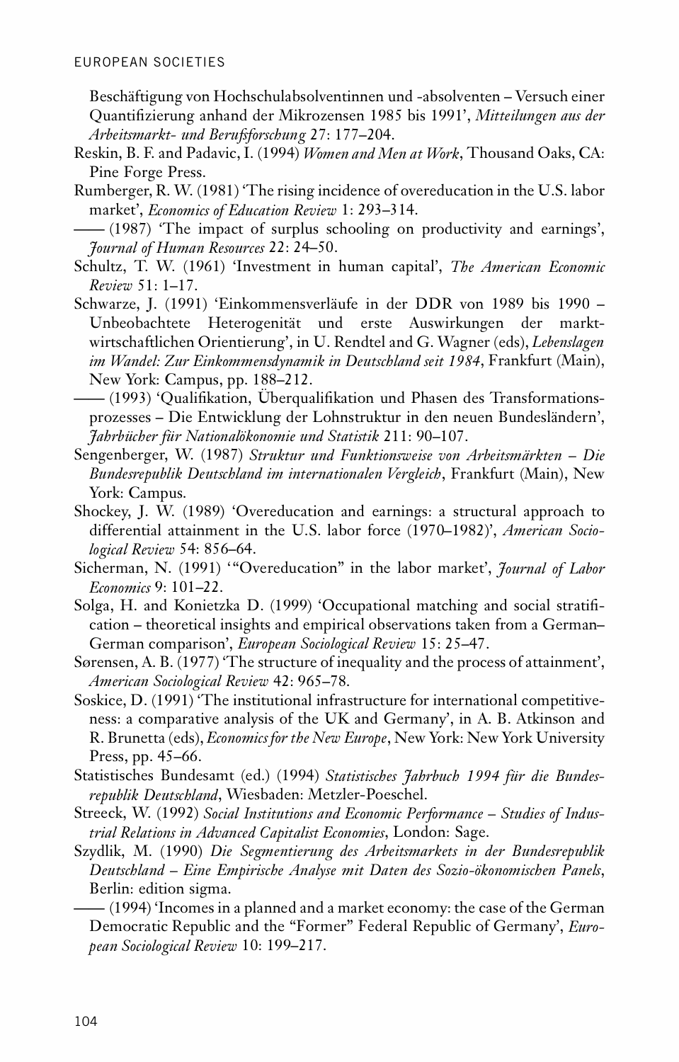Beschäftigung von Hochschulabsolventinnen und -absolventen – Versuch einer Quantifizierung anhand der Mikrozensen 1985 bis 1991', *Mitteilungen aus der Arbeitsmarkt- und Berufsforschung* 27: 177–204.

Reskin, B. F. and Padavic, I. (1994) *Women and Men at Work*, Thousand Oaks, CA: Pine Forge Press.

Rumberger, R. W. (1981) 'The rising incidence of overeducation in the U.S. labor market', *Economics of Education Review* 1: 293–314.

—— (1987) 'The impact of surplus schooling on productivity and earnings', *Journal of Human Resources* 22: 24–50.

Schultz, T. W. (1961) 'Investment in human capital', *The American Economic Review* 51: 1–17.

Schwarze, J. (1991) 'Einkommensverläufe in der DDR von 1989 bis 1990 – Unbeobachtete Heterogenität und erste Auswirkungen der marktwirtschaftlichen Orientierung', in U. Rendtel and G. Wagner (eds), *Lebenslagen im Wandel: Zur Einkommensdynamik in Deutschland seit 1984*, Frankfurt (Main), New York: Campus, pp. 188–212.

—— (1993) 'Qualifikation, Überqualifikation und Phasen des Transformationsprozesses – Die Entwicklung der Lohnstruktur in den neuen Bundesländern', *Jahrbücher für Nationalökonomie und Statistik* 211: 90–107.

Sengenberger, W. (1987) *Struktur und Funktionsweise von Arbeitsmärkten – Die Bundesrepublik Deutschland im internationalen Vergleich*, Frankfurt (Main), New York: Campus.

Shockey, J. W. (1989) 'Overeducation and earnings: a structural approach to differential attainment in the U.S. labor force (1970–1982)', *American Sociological Review* 54: 856–64.

Sicherman, N. (1991) '"Overeducation" in the labor market', *Journal of Labor Economics* 9: 101–22.

Solga, H. and Konietzka D. (1999) 'Occupational matching and social stratification – theoretical insights and empirical observations taken from a German–German comparison', *European Sociological Review* 15: 25–47.

Sørensen, A. B. (1977) 'The structure of inequality and the process of attainment', *American Sociological Review* 42: 965–78.

Soskice, D. (1991) 'The institutional infrastructure for international competitiveness: a comparative analysis of the UK and Germany', in A. B. Atkinson and R. Brunetta (eds), *Economics for the New Europe*, New York: New York University Press, pp. 45–66.

Statistisches Bundesamt (ed.) (1994) *Statistisches Jahrbuch 1994 für die Bundesrepublik Deutschland*, Wiesbaden: Metzler-Poeschel.

Streeck, W. (1992) *Social Institutions and Economic Performance – Studies of Industrial Relations in Advanced Capitalist Economies*, London: Sage.

Szydlik, M. (1990) *Die Segmentierung des Arbeitsmarkets in der Bundesrepublik Deutschland – Eine Empirische Analyse mit Daten des Sozio-ökonomischen Panels*, Berlin: edition sigma.

—— (1994) 'Incomes in a planned and a market economy: the case of the German Democratic Republic and the "Former" Federal Republic of Germany', *European Sociological Review* 10: 199–217.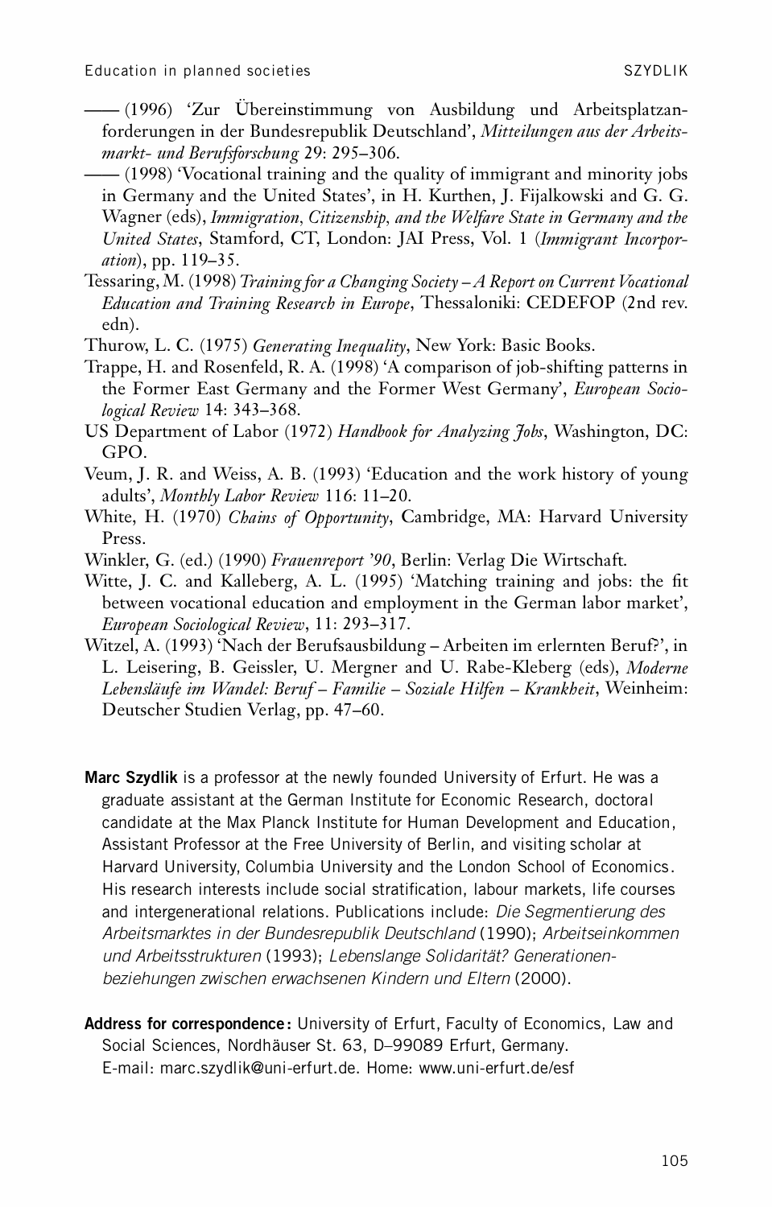—— (1996) 'Zur Übereinstimmung von Ausbildung und Arbeitsplatzanforderungen in der Bundesrepublik Deutschland', *Mitteilungen aus der Arbeitsmarkt- und Berufsforschung* 29: 295–306.

—— (1998) 'Vocational training and the quality of immigrant and minority jobs in Germany and the United States', in H. Kurthen, J. Fijalkowski and G. G. Wagner (eds), *Immigration, Citizenship, and the Welfare State in Germany and the United States*, Stamford, CT, London: JAI Press, Vol. 1 (*Immigrant Incorporation*), pp. 119–35.

Tessaring, M. (1998) *Training for a Changing Society – A Report on Current Vocational Education and Training Research in Europe*, Thessaloniki: CEDEFOP (2nd rev. edn).

Thurow, L. C. (1975) *Generating Inequality*, New York: Basic Books.

Trappe, H. and Rosenfeld, R. A. (1998) 'A comparison of job-shifting patterns in the Former East Germany and the Former West Germany', *European Sociological Review* 14: 343–368.

US Department of Labor (1972) *Handbook for Analyzing Jobs*, Washington, DC: GPO.

Veum, J. R. and Weiss, A. B. (1993) 'Education and the work history of young adults', *Monthly Labor Review* 116: 11–20.

White, H. (1970) *Chains of Opportunity*, Cambridge, MA: Harvard University Press.

Winkler, G. (ed.) (1990) *Frauenreport '90*, Berlin: Verlag Die Wirtschaft.

Witte, J. C. and Kalleberg, A. L. (1995) 'Matching training and jobs: the fit between vocational education and employment in the German labor market', *European Sociological Review*, 11: 293–317.

Witzel, A. (1993) 'Nach der Berufsausbildung – Arbeiten im erlernten Beruf?', in L. Leisering, B. Geissler, U. Mergner and U. Rabe-Kleberg (eds), *Moderne Lebensläufe im Wandel: Beruf – Familie – Soziale Hilfen – Krankheit*, Weinheim: Deutscher Studien Verlag, pp. 47–60.

**Marc Szydlik** is a professor at the newly founded University of Erfurt. He was a graduate assistant at the German Institute for Economic Research, doctoral candidate at the Max Planck Institute for Human Development and Education, Assistant Professor at the Free University of Berlin, and visiting scholar at Harvard University, Columbia University and the London School of Economics. His research interests include social stratification, labour markets, life courses and intergenerational relations. Publications include: *Die Segmentierung des Arbeitsmarktes in der Bundesrepublik Deutschland* (1990); *Arbeitseinkommen und Arbeitsstrukturen* (1993); *Lebenslange Solidarität? Generationenbeziehungen zwischen erwachsenen Kindern und Eltern* (2000).

**Address for correspondence:** University of Erfurt, Faculty of Economics, Law and Social Sciences, Nordhäuser St. 63, D–99089 Erfurt, Germany.
E-mail: marc.szydlik@uni-erfurt.de. Home: www.uni-erfurt.de/esf